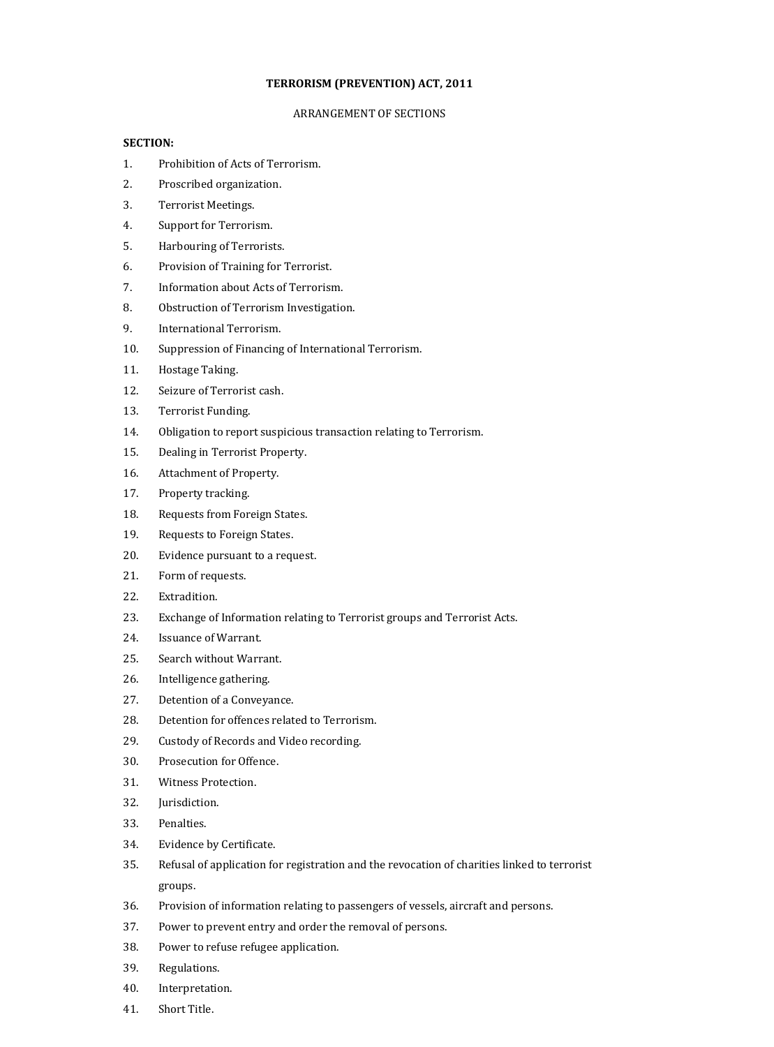# TERRORISM (PREVENTION) ACT, 2011

ARRANGEMENT OF SECTIONS

**SECTION:**

1. Prohibition of Acts of Terrorism.
2. Proscribed organization.
3. Terrorist Meetings.
4. Support for Terrorism.
5. Harbouring of Terrorists.
6. Provision of Training for Terrorist.
7. Information about Acts of Terrorism.
8. Obstruction of Terrorism Investigation.
9. International Terrorism.
10. Suppression of Financing of International Terrorism.
11. Hostage Taking.
12. Seizure of Terrorist cash.
13. Terrorist Funding.
14. Obligation to report suspicious transaction relating to Terrorism.
15. Dealing in Terrorist Property.
16. Attachment of Property.
17. Property tracking.
18. Requests from Foreign States.
19. Requests to Foreign States.
20. Evidence pursuant to a request.
21. Form of requests.
22. Extradition.
23. Exchange of Information relating to Terrorist groups and Terrorist Acts.
24. Issuance of Warrant.
25. Search without Warrant.
26. Intelligence gathering.
27. Detention of a Conveyance.
28. Detention for offences related to Terrorism.
29. Custody of Records and Video recording.
30. Prosecution for Offence.
31. Witness Protection.
32. Jurisdiction.
33. Penalties.
34. Evidence by Certificate.
35. Refusal of application for registration and the revocation of charities linked to terrorist groups.
36. Provision of information relating to passengers of vessels, aircraft and persons.
37. Power to prevent entry and order the removal of persons.
38. Power to refuse refugee application.
39. Regulations.
40. Interpretation.
41. Short Title.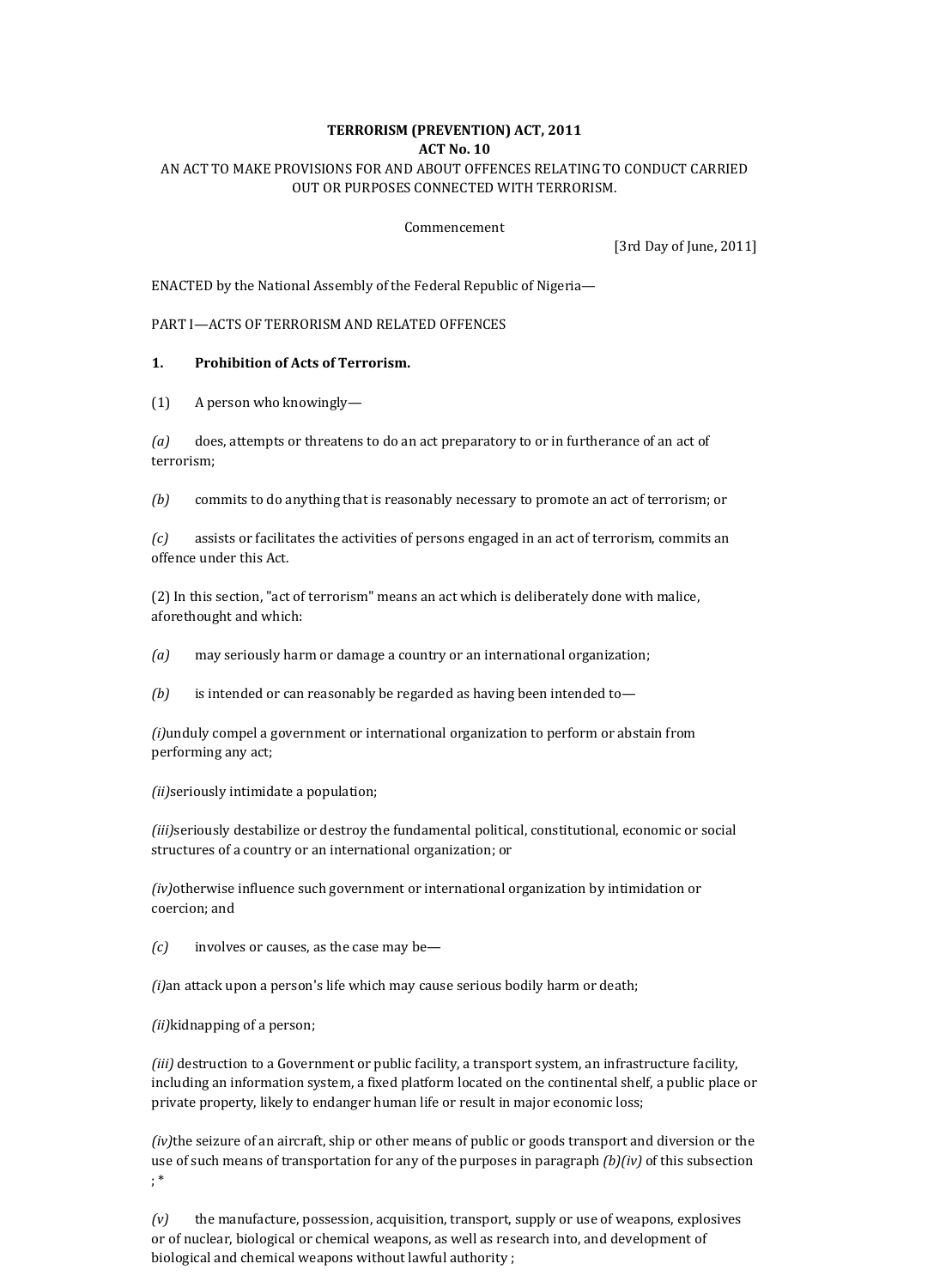**TERRORISM (PREVENTION) ACT, 2011**
**ACT No. 10**

AN ACT TO MAKE PROVISIONS FOR AND ABOUT OFFENCES RELATING TO CONDUCT CARRIED OUT OR PURPOSES CONNECTED WITH TERRORISM.

Commencement

[3rd Day of June, 2011]

ENACTED by the National Assembly of the Federal Republic of Nigeria—

PART I—ACTS OF TERRORISM AND RELATED OFFENCES

**1. Prohibition of Acts of Terrorism.**

(1) A person who knowingly—

*(a)* does, attempts or threatens to do an act preparatory to or in furtherance of an act of terrorism;

*(b)* commits to do anything that is reasonably necessary to promote an act of terrorism; or

*(c)* assists or facilitates the activities of persons engaged in an act of terrorism, commits an offence under this Act.

(2) In this section, "act of terrorism" means an act which is deliberately done with malice, aforethought and which:

*(a)* may seriously harm or damage a country or an international organization;

*(b)* is intended or can reasonably be regarded as having been intended to—

*(i)*unduly compel a government or international organization to perform or abstain from performing any act;

*(ii)*seriously intimidate a population;

*(iii)*seriously destabilize or destroy the fundamental political, constitutional, economic or social structures of a country or an international organization; or

*(iv)*otherwise influence such government or international organization by intimidation or coercion; and

*(c)* involves or causes, as the case may be—

*(i)*an attack upon a person's life which may cause serious bodily harm or death;

*(ii)*kidnapping of a person;

*(iii)* destruction to a Government or public facility, a transport system, an infrastructure facility, including an information system, a fixed platform located on the continental shelf, a public place or private property, likely to endanger human life or result in major economic loss;

*(iv)*the seizure of an aircraft, ship or other means of public or goods transport and diversion or the use of such means of transportation for any of the purposes in paragraph *(b)(iv)* of this subsection ; *

*(v)* the manufacture, possession, acquisition, transport, supply or use of weapons, explosives or of nuclear, biological or chemical weapons, as well as research into, and development of biological and chemical weapons without lawful authority ;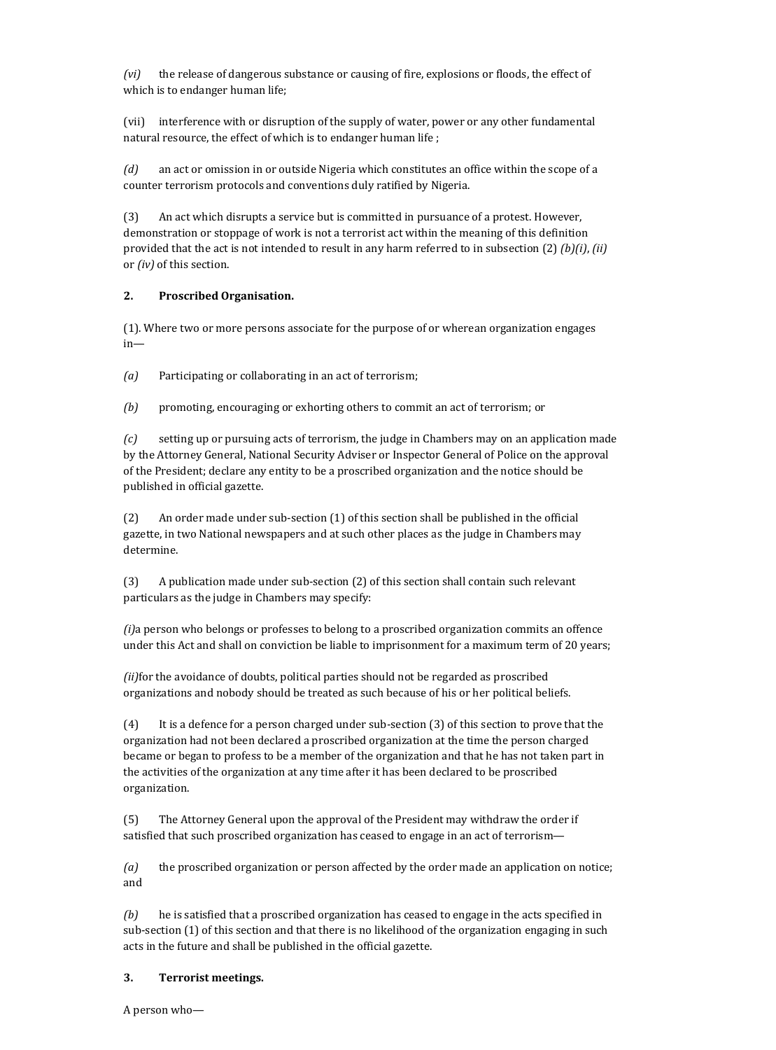*(vi)* the release of dangerous substance or causing of fire, explosions or floods, the effect of which is to endanger human life;

(vii) interference with or disruption of the supply of water, power or any other fundamental natural resource, the effect of which is to endanger human life ;

*(d)* an act or omission in or outside Nigeria which constitutes an office within the scope of a counter terrorism protocols and conventions duly ratified by Nigeria.

(3) An act which disrupts a service but is committed in pursuance of a protest. However, demonstration or stoppage of work is not a terrorist act within the meaning of this definition provided that the act is not intended to result in any harm referred to in subsection (2) *(b)(i)*, *(ii)* or *(iv)* of this section.

**2. Proscribed Organisation.**

(1). Where two or more persons associate for the purpose of or wherean organization engages in—

*(a)* Participating or collaborating in an act of terrorism;

*(b)* promoting, encouraging or exhorting others to commit an act of terrorism; or

*(c)* setting up or pursuing acts of terrorism, the judge in Chambers may on an application made by the Attorney General, National Security Adviser or Inspector General of Police on the approval of the President; declare any entity to be a proscribed organization and the notice should be published in official gazette.

(2) An order made under sub-section (1) of this section shall be published in the official gazette, in two National newspapers and at such other places as the judge in Chambers may determine.

(3) A publication made under sub-section (2) of this section shall contain such relevant particulars as the judge in Chambers may specify:

*(i)*a person who belongs or professes to belong to a proscribed organization commits an offence under this Act and shall on conviction be liable to imprisonment for a maximum term of 20 years;

*(ii)*for the avoidance of doubts, political parties should not be regarded as proscribed organizations and nobody should be treated as such because of his or her political beliefs.

(4) It is a defence for a person charged under sub-section (3) of this section to prove that the organization had not been declared a proscribed organization at the time the person charged became or began to profess to be a member of the organization and that he has not taken part in the activities of the organization at any time after it has been declared to be proscribed organization.

(5) The Attorney General upon the approval of the President may withdraw the order if satisfied that such proscribed organization has ceased to engage in an act of terrorism—

*(a)* the proscribed organization or person affected by the order made an application on notice; and

*(b)* he is satisfied that a proscribed organization has ceased to engage in the acts specified in sub-section (1) of this section and that there is no likelihood of the organization engaging in such acts in the future and shall be published in the official gazette.

**3. Terrorist meetings.**

A person who—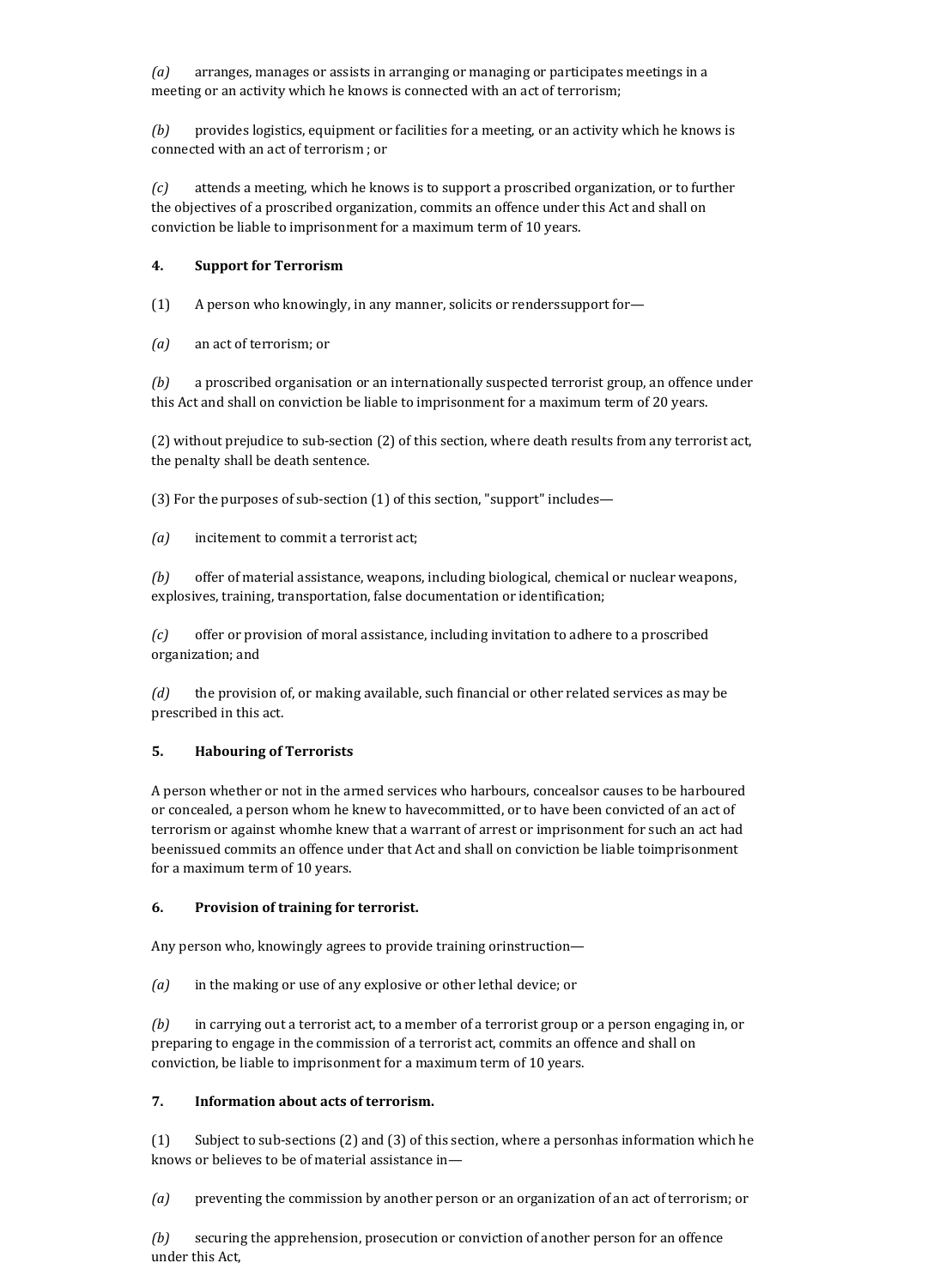*(a)* arranges, manages or assists in arranging or managing or participates meetings in a meeting or an activity which he knows is connected with an act of terrorism;

*(b)* provides logistics, equipment or facilities for a meeting, or an activity which he knows is connected with an act of terrorism ; or

*(c)* attends a meeting, which he knows is to support a proscribed organization, or to further the objectives of a proscribed organization, commits an offence under this Act and shall on conviction be liable to imprisonment for a maximum term of 10 years.

**4. Support for Terrorism**

(1) A person who knowingly, in any manner, solicits or renderssupport for—

*(a)* an act of terrorism; or

*(b)* a proscribed organisation or an internationally suspected terrorist group, an offence under this Act and shall on conviction be liable to imprisonment for a maximum term of 20 years.

(2) without prejudice to sub-section (2) of this section, where death results from any terrorist act, the penalty shall be death sentence.

(3) For the purposes of sub-section (1) of this section, "support" includes—

*(a)* incitement to commit a terrorist act;

*(b)* offer of material assistance, weapons, including biological, chemical or nuclear weapons, explosives, training, transportation, false documentation or identification;

*(c)* offer or provision of moral assistance, including invitation to adhere to a proscribed organization; and

*(d)* the provision of, or making available, such financial or other related services as may be prescribed in this act.

**5. Habouring of Terrorists**

A person whether or not in the armed services who harbours, concealsor causes to be harboured or concealed, a person whom he knew to havecommitted, or to have been convicted of an act of terrorism or against whomhe knew that a warrant of arrest or imprisonment for such an act had beenissued commits an offence under that Act and shall on conviction be liable toimprisonment for a maximum term of 10 years.

**6. Provision of training for terrorist.**

Any person who, knowingly agrees to provide training orinstruction—

*(a)* in the making or use of any explosive or other lethal device; or

*(b)* in carrying out a terrorist act, to a member of a terrorist group or a person engaging in, or preparing to engage in the commission of a terrorist act, commits an offence and shall on conviction, be liable to imprisonment for a maximum term of 10 years.

**7. Information about acts of terrorism.**

(1) Subject to sub-sections (2) and (3) of this section, where a personhas information which he knows or believes to be of material assistance in—

*(a)* preventing the commission by another person or an organization of an act of terrorism; or

*(b)* securing the apprehension, prosecution or conviction of another person for an offence under this Act,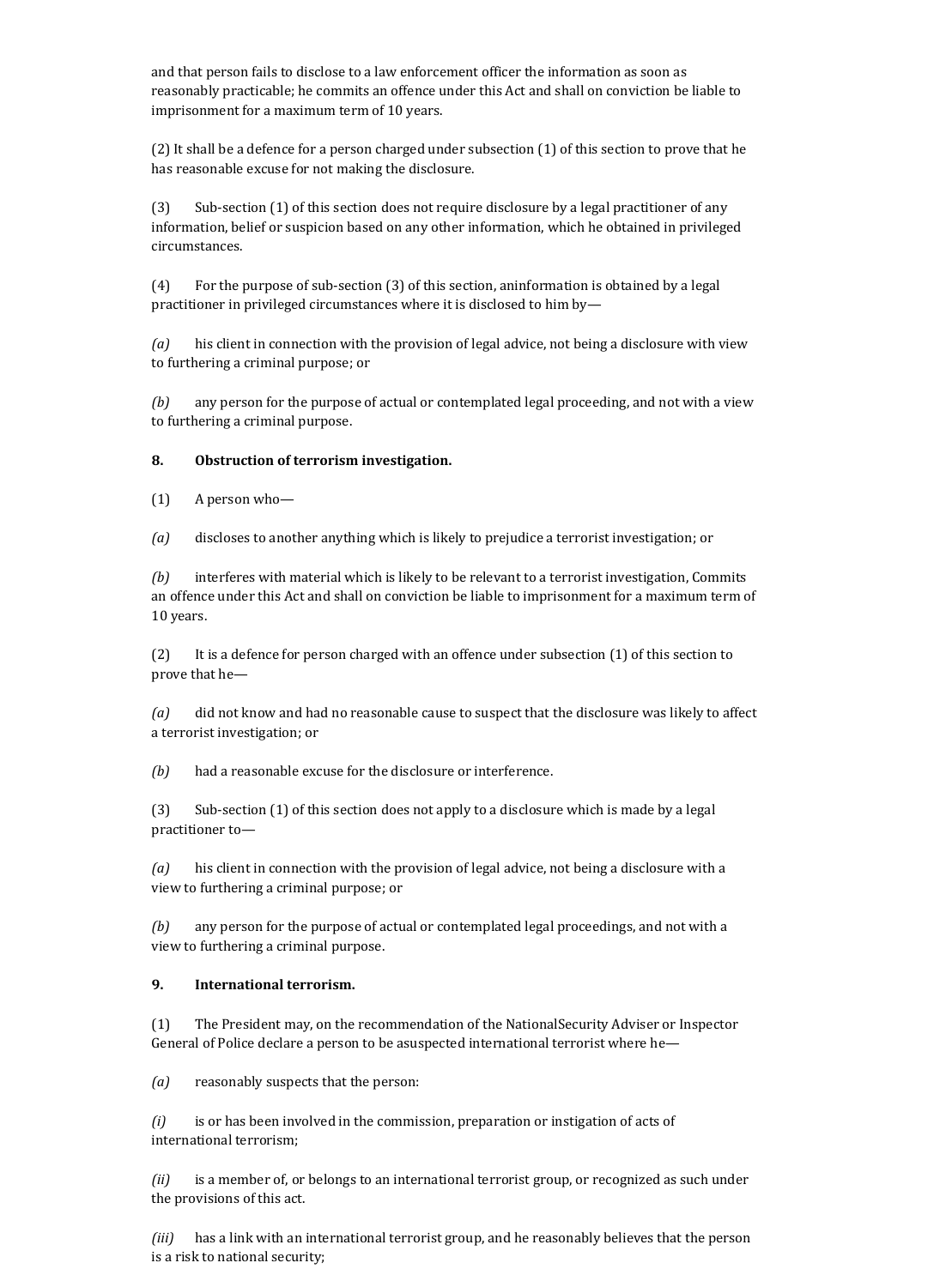and that person fails to disclose to a law enforcement officer the information as soon as reasonably practicable; he commits an offence under this Act and shall on conviction be liable to imprisonment for a maximum term of 10 years.

(2) It shall be a defence for a person charged under subsection (1) of this section to prove that he has reasonable excuse for not making the disclosure.

(3) Sub-section (1) of this section does not require disclosure by a legal practitioner of any information, belief or suspicion based on any other information, which he obtained in privileged circumstances.

(4) For the purpose of sub-section (3) of this section, aninformation is obtained by a legal practitioner in privileged circumstances where it is disclosed to him by—

*(a)* his client in connection with the provision of legal advice, not being a disclosure with view to furthering a criminal purpose; or

*(b)* any person for the purpose of actual or contemplated legal proceeding, and not with a view to furthering a criminal purpose.

**8. Obstruction of terrorism investigation.**

(1) A person who—

*(a)* discloses to another anything which is likely to prejudice a terrorist investigation; or

*(b)* interferes with material which is likely to be relevant to a terrorist investigation, Commits an offence under this Act and shall on conviction be liable to imprisonment for a maximum term of 10 years.

(2) It is a defence for person charged with an offence under subsection (1) of this section to prove that he—

*(a)* did not know and had no reasonable cause to suspect that the disclosure was likely to affect a terrorist investigation; or

*(b)* had a reasonable excuse for the disclosure or interference.

(3) Sub-section (1) of this section does not apply to a disclosure which is made by a legal practitioner to—

*(a)* his client in connection with the provision of legal advice, not being a disclosure with a view to furthering a criminal purpose; or

*(b)* any person for the purpose of actual or contemplated legal proceedings, and not with a view to furthering a criminal purpose.

**9. International terrorism.**

(1) The President may, on the recommendation of the NationalSecurity Adviser or Inspector General of Police declare a person to be asuspected international terrorist where he—

*(a)* reasonably suspects that the person:

*(i)* is or has been involved in the commission, preparation or instigation of acts of international terrorism;

*(ii)* is a member of, or belongs to an international terrorist group, or recognized as such under the provisions of this act.

*(iii)* has a link with an international terrorist group, and he reasonably believes that the person is a risk to national security;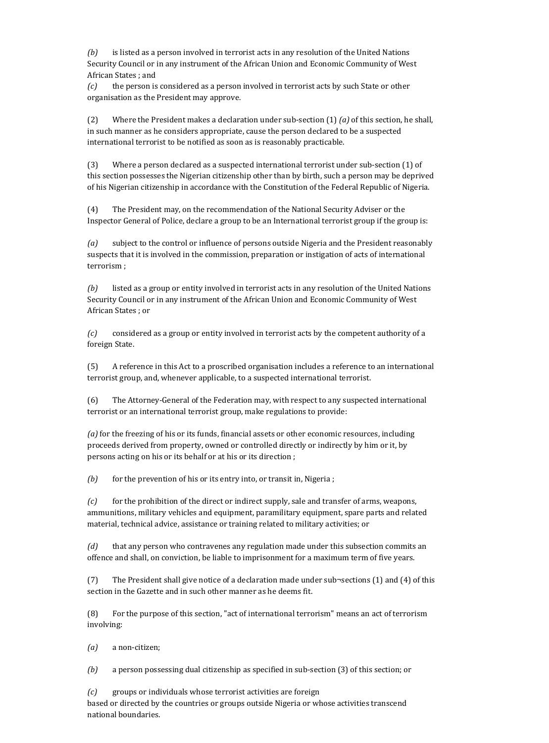*(b)* is listed as a person involved in terrorist acts in any resolution of the United Nations Security Council or in any instrument of the African Union and Economic Community of West African States ; and

*(c)* the person is considered as a person involved in terrorist acts by such State or other organisation as the President may approve.

(2) Where the President makes a declaration under sub-section (1) *(a)* of this section, he shall, in such manner as he considers appropriate, cause the person declared to be a suspected international terrorist to be notified as soon as is reasonably practicable.

(3) Where a person declared as a suspected international terrorist under sub-section (1) of this section possesses the Nigerian citizenship other than by birth, such a person may be deprived of his Nigerian citizenship in accordance with the Constitution of the Federal Republic of Nigeria.

(4) The President may, on the recommendation of the National Security Adviser or the Inspector General of Police, declare a group to be an International terrorist group if the group is:

*(a)* subject to the control or influence of persons outside Nigeria and the President reasonably suspects that it is involved in the commission, preparation or instigation of acts of international terrorism ;

*(b)* listed as a group or entity involved in terrorist acts in any resolution of the United Nations Security Council or in any instrument of the African Union and Economic Community of West African States ; or

*(c)* considered as a group or entity involved in terrorist acts by the competent authority of a foreign State.

(5) A reference in this Act to a proscribed organisation includes a reference to an international terrorist group, and, whenever applicable, to a suspected international terrorist.

(6) The Attorney-General of the Federation may, with respect to any suspected international terrorist or an international terrorist group, make regulations to provide:

*(a)* for the freezing of his or its funds, financial assets or other economic resources, including proceeds derived from property, owned or controlled directly or indirectly by him or it, by persons acting on his or its behalf or at his or its direction ;

*(b)* for the prevention of his or its entry into, or transit in, Nigeria ;

*(c)* for the prohibition of the direct or indirect supply, sale and transfer of arms, weapons, ammunitions, military vehicles and equipment, paramilitary equipment, spare parts and related material, technical advice, assistance or training related to military activities; or

*(d)* that any person who contravenes any regulation made under this subsection commits an offence and shall, on conviction, be liable to imprisonment for a maximum term of five years.

(7) The President shall give notice of a declaration made under sub¬sections (1) and (4) of this section in the Gazette and in such other manner as he deems fit.

(8) For the purpose of this section, "act of international terrorism" means an act of terrorism involving:

*(a)* a non-citizen;

*(b)* a person possessing dual citizenship as specified in sub-section (3) of this section; or

*(c)* groups or individuals whose terrorist activities are foreign based or directed by the countries or groups outside Nigeria or whose activities transcend national boundaries.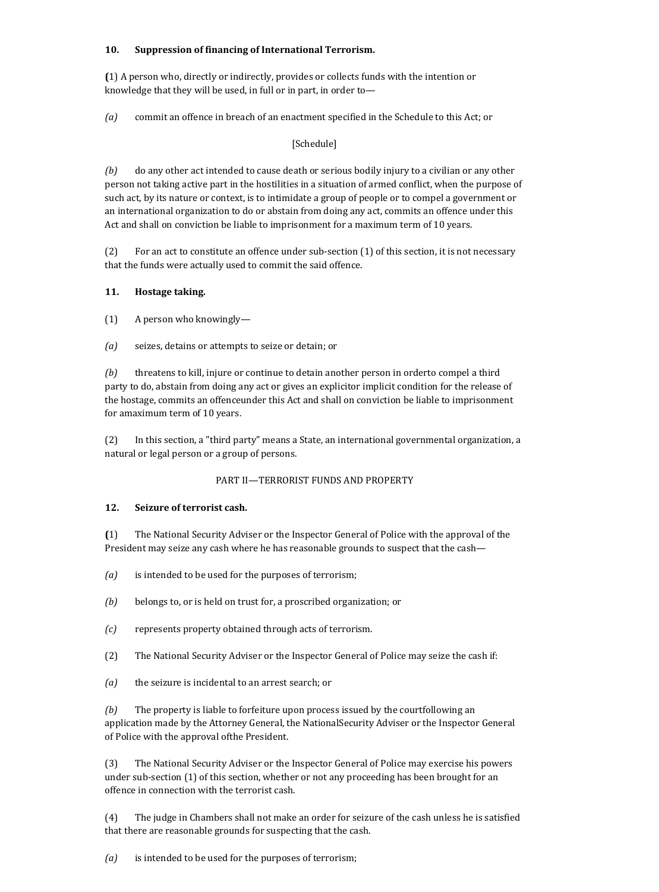**10. Suppression of financing of International Terrorism.**

(1) A person who, directly or indirectly, provides or collects funds with the intention or knowledge that they will be used, in full or in part, in order to—

*(a)* commit an offence in breach of an enactment specified in the Schedule to this Act; or

[Schedule]

*(b)* do any other act intended to cause death or serious bodily injury to a civilian or any other person not taking active part in the hostilities in a situation of armed conflict, when the purpose of such act, by its nature or context, is to intimidate a group of people or to compel a government or an international organization to do or abstain from doing any act, commits an offence under this Act and shall on conviction be liable to imprisonment for a maximum term of 10 years.

(2) For an act to constitute an offence under sub-section (1) of this section, it is not necessary that the funds were actually used to commit the said offence.

**11. Hostage taking.**

(1) A person who knowingly—

*(a)* seizes, detains or attempts to seize or detain; or

*(b)* threatens to kill, injure or continue to detain another person in orderto compel a third party to do, abstain from doing any act or gives an explicitor implicit condition for the release of the hostage, commits an offenceunder this Act and shall on conviction be liable to imprisonment for amaximum term of 10 years.

(2) In this section, a "third party" means a State, an international governmental organization, a natural or legal person or a group of persons.

PART II—TERRORIST FUNDS AND PROPERTY

**12. Seizure of terrorist cash.**

(1) The National Security Adviser or the Inspector General of Police with the approval of the President may seize any cash where he has reasonable grounds to suspect that the cash—

*(a)* is intended to be used for the purposes of terrorism;

*(b)* belongs to, or is held on trust for, a proscribed organization; or

*(c)* represents property obtained through acts of terrorism.

(2) The National Security Adviser or the Inspector General of Police may seize the cash if:

*(a)* the seizure is incidental to an arrest search; or

*(b)* The property is liable to forfeiture upon process issued by the courtfollowing an application made by the Attorney General, the NationalSecurity Adviser or the Inspector General of Police with the approval ofthe President.

(3) The National Security Adviser or the Inspector General of Police may exercise his powers under sub-section (1) of this section, whether or not any proceeding has been brought for an offence in connection with the terrorist cash.

(4) The judge in Chambers shall not make an order for seizure of the cash unless he is satisfied that there are reasonable grounds for suspecting that the cash.

*(a)* is intended to be used for the purposes of terrorism;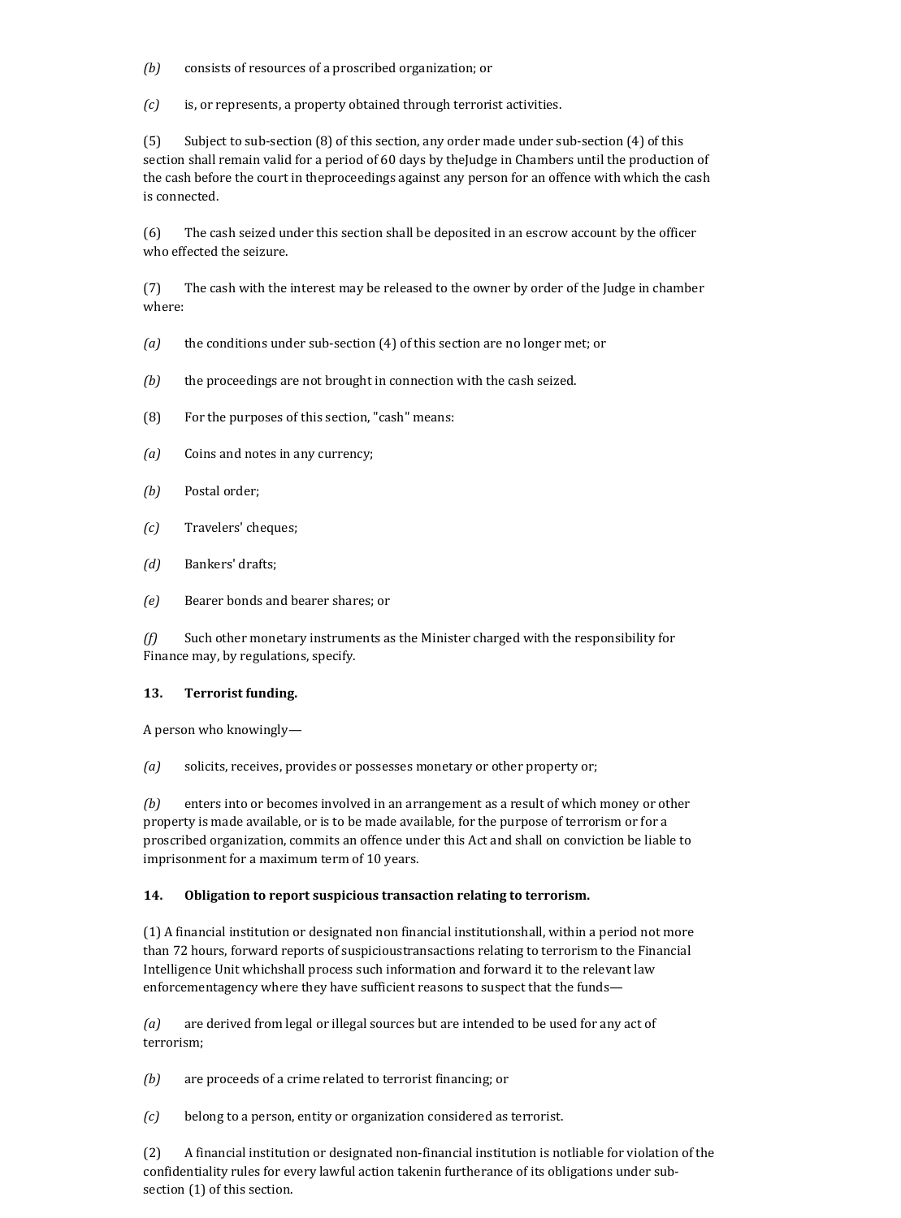*(b)* consists of resources of a proscribed organization; or

*(c)* is, or represents, a property obtained through terrorist activities.

(5) Subject to sub-section (8) of this section, any order made under sub-section (4) of this section shall remain valid for a period of 60 days by theJudge in Chambers until the production of the cash before the court in theproceedings against any person for an offence with which the cash is connected.

(6) The cash seized under this section shall be deposited in an escrow account by the officer who effected the seizure.

(7) The cash with the interest may be released to the owner by order of the Judge in chamber where:

*(a)* the conditions under sub-section (4) of this section are no longer met; or

*(b)* the proceedings are not brought in connection with the cash seized.

(8) For the purposes of this section, "cash" means:

*(a)* Coins and notes in any currency;

*(b)* Postal order;

*(c)* Travelers' cheques;

*(d)* Bankers' drafts;

*(e)* Bearer bonds and bearer shares; or

*(f)* Such other monetary instruments as the Minister charged with the responsibility for Finance may, by regulations, specify.

**13. Terrorist funding.**

A person who knowingly—

*(a)* solicits, receives, provides or possesses monetary or other property or;

*(b)* enters into or becomes involved in an arrangement as a result of which money or other property is made available, or is to be made available, for the purpose of terrorism or for a proscribed organization, commits an offence under this Act and shall on conviction be liable to imprisonment for a maximum term of 10 years.

**14. Obligation to report suspicious transaction relating to terrorism.**

(1) A financial institution or designated non financial institutionshall, within a period not more than 72 hours, forward reports of suspicioustransactions relating to terrorism to the Financial Intelligence Unit whichshall process such information and forward it to the relevant law enforcementagency where they have sufficient reasons to suspect that the funds—

*(a)* are derived from legal or illegal sources but are intended to be used for any act of terrorism;

*(b)* are proceeds of a crime related to terrorist financing; or

*(c)* belong to a person, entity or organization considered as terrorist.

(2) A financial institution or designated non-financial institution is notliable for violation of the confidentiality rules for every lawful action takenin furtherance of its obligations under sub-section (1) of this section.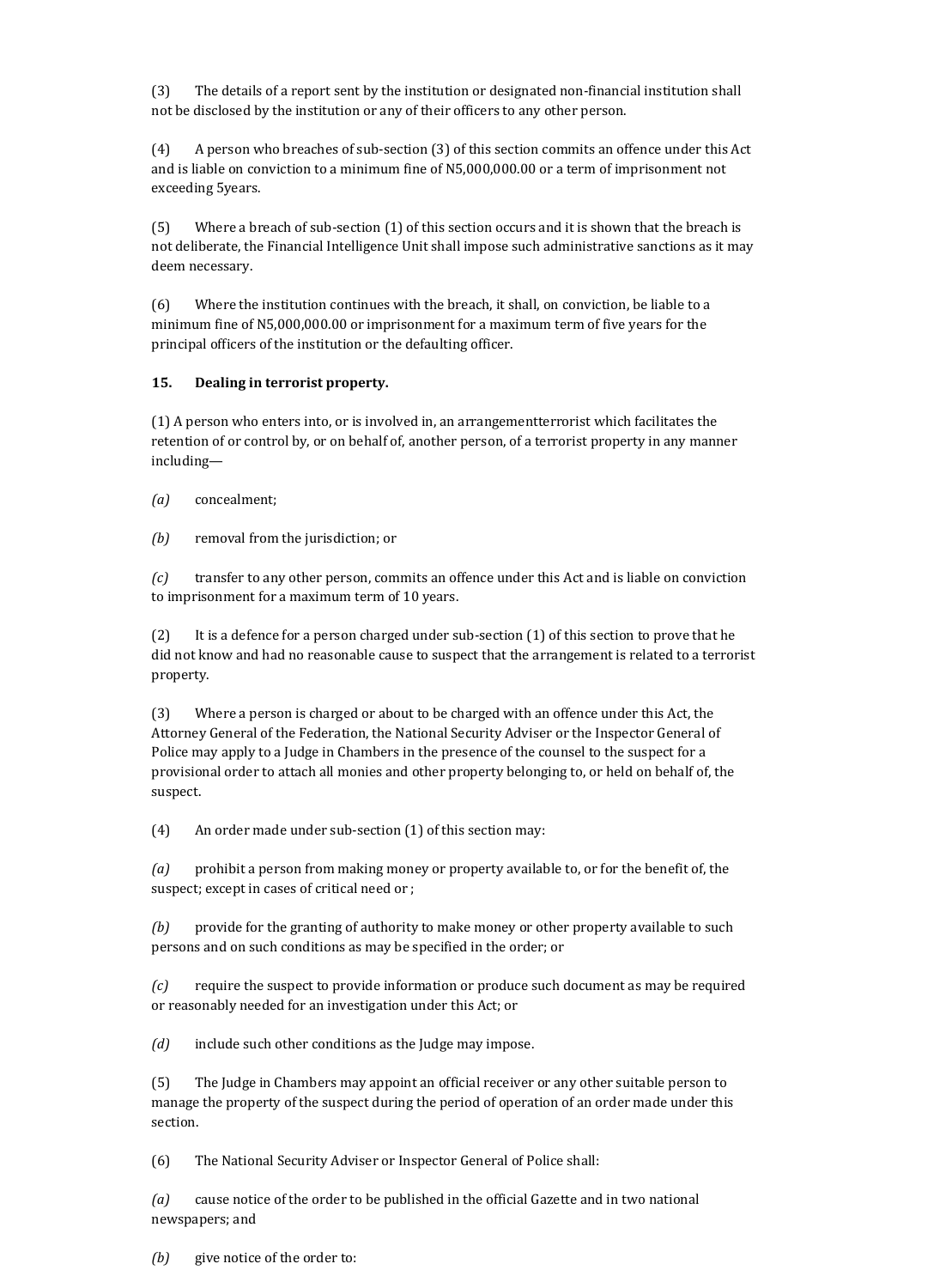(3) The details of a report sent by the institution or designated non-financial institution shall not be disclosed by the institution or any of their officers to any other person.

(4) A person who breaches of sub-section (3) of this section commits an offence under this Act and is liable on conviction to a minimum fine of N5,000,000.00 or a term of imprisonment not exceeding 5years.

(5) Where a breach of sub-section (1) of this section occurs and it is shown that the breach is not deliberate, the Financial Intelligence Unit shall impose such administrative sanctions as it may deem necessary.

(6) Where the institution continues with the breach, it shall, on conviction, be liable to a minimum fine of N5,000,000.00 or imprisonment for a maximum term of five years for the principal officers of the institution or the defaulting officer.

**15. Dealing in terrorist property.**

(1) A person who enters into, or is involved in, an arrangementterrorist which facilitates the retention of or control by, or on behalf of, another person, of a terrorist property in any manner including—

*(a)* concealment;

*(b)* removal from the jurisdiction; or

*(c)* transfer to any other person, commits an offence under this Act and is liable on conviction to imprisonment for a maximum term of 10 years.

(2) It is a defence for a person charged under sub-section (1) of this section to prove that he did not know and had no reasonable cause to suspect that the arrangement is related to a terrorist property.

(3) Where a person is charged or about to be charged with an offence under this Act, the Attorney General of the Federation, the National Security Adviser or the Inspector General of Police may apply to a Judge in Chambers in the presence of the counsel to the suspect for a provisional order to attach all monies and other property belonging to, or held on behalf of, the suspect.

(4) An order made under sub-section (1) of this section may:

*(a)* prohibit a person from making money or property available to, or for the benefit of, the suspect; except in cases of critical need or ;

*(b)* provide for the granting of authority to make money or other property available to such persons and on such conditions as may be specified in the order; or

*(c)* require the suspect to provide information or produce such document as may be required or reasonably needed for an investigation under this Act; or

*(d)* include such other conditions as the Judge may impose.

(5) The Judge in Chambers may appoint an official receiver or any other suitable person to manage the property of the suspect during the period of operation of an order made under this section.

(6) The National Security Adviser or Inspector General of Police shall:

*(a)* cause notice of the order to be published in the official Gazette and in two national newspapers; and

*(b)* give notice of the order to: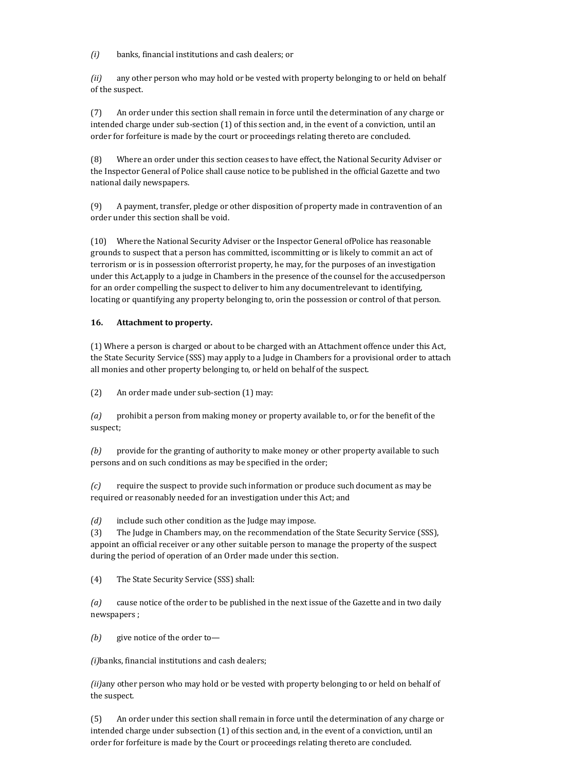*(i)* banks, financial institutions and cash dealers; or

*(ii)* any other person who may hold or be vested with property belonging to or held on behalf of the suspect.

(7) An order under this section shall remain in force until the determination of any charge or intended charge under sub-section (1) of this section and, in the event of a conviction, until an order for forfeiture is made by the court or proceedings relating thereto are concluded.

(8) Where an order under this section ceases to have effect, the National Security Adviser or the Inspector General of Police shall cause notice to be published in the official Gazette and two national daily newspapers.

(9) A payment, transfer, pledge or other disposition of property made in contravention of an order under this section shall be void.

(10) Where the National Security Adviser or the Inspector General ofPolice has reasonable grounds to suspect that a person has committed, iscommitting or is likely to commit an act of terrorism or is in possession ofterrorist property, he may, for the purposes of an investigation under this Act,apply to a judge in Chambers in the presence of the counsel for the accusedperson for an order compelling the suspect to deliver to him any documentrelevant to identifying, locating or quantifying any property belonging to, orin the possession or control of that person.

**16. Attachment to property.**

(1) Where a person is charged or about to be charged with an Attachment offence under this Act, the State Security Service (SSS) may apply to a Judge in Chambers for a provisional order to attach all monies and other property belonging to, or held on behalf of the suspect.

(2) An order made under sub-section (1) may:

*(a)* prohibit a person from making money or property available to, or for the benefit of the suspect;

*(b)* provide for the granting of authority to make money or other property available to such persons and on such conditions as may be specified in the order;

*(c)* require the suspect to provide such information or produce such document as may be required or reasonably needed for an investigation under this Act; and

*(d)* include such other condition as the Judge may impose.

(3) The Judge in Chambers may, on the recommendation of the State Security Service (SSS), appoint an official receiver or any other suitable person to manage the property of the suspect during the period of operation of an Order made under this section.

(4) The State Security Service (SSS) shall:

*(a)* cause notice of the order to be published in the next issue of the Gazette and in two daily newspapers ;

*(b)* give notice of the order to—

*(i)*banks, financial institutions and cash dealers;

*(ii)*any other person who may hold or be vested with property belonging to or held on behalf of the suspect.

(5) An order under this section shall remain in force until the determination of any charge or intended charge under subsection (1) of this section and, in the event of a conviction, until an order for forfeiture is made by the Court or proceedings relating thereto are concluded.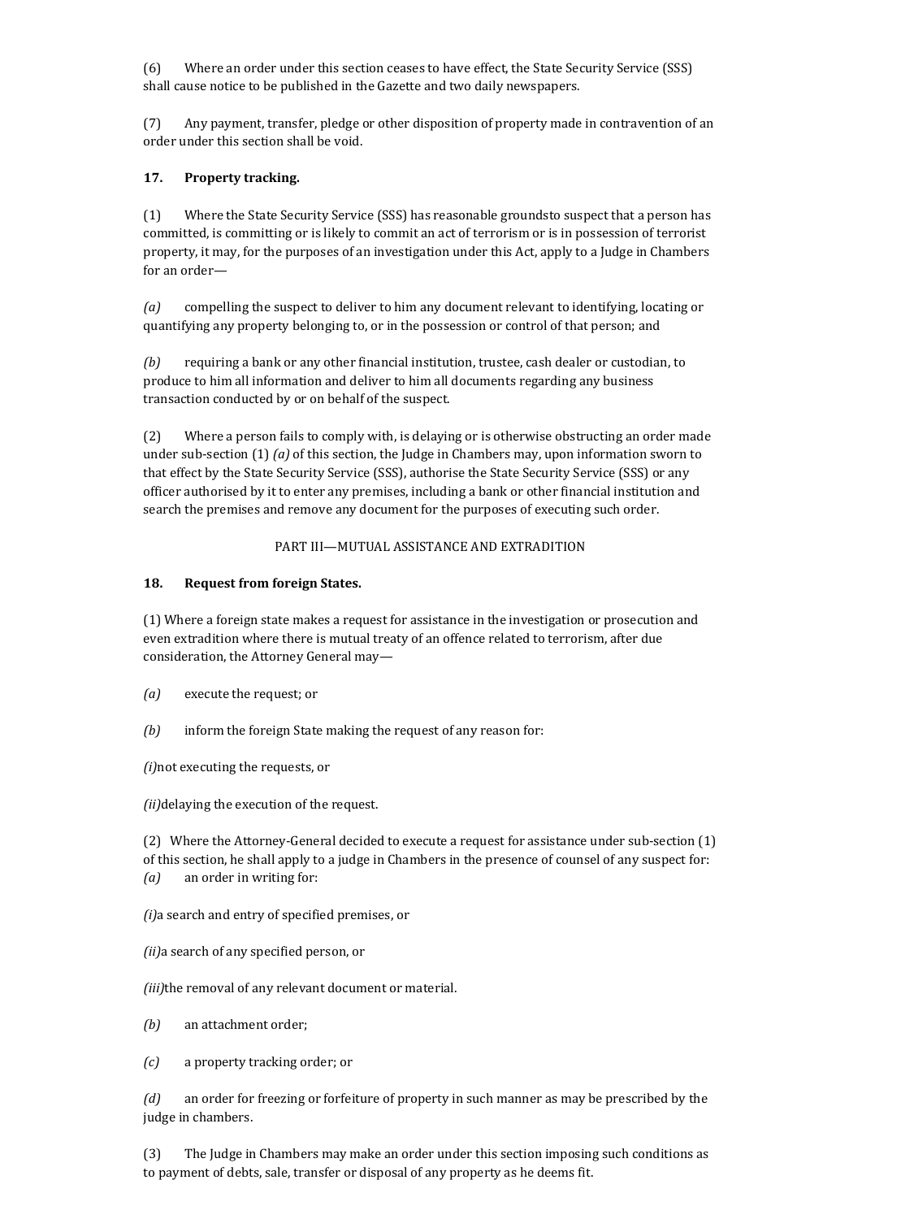(6) Where an order under this section ceases to have effect, the State Security Service (SSS) shall cause notice to be published in the Gazette and two daily newspapers.

(7) Any payment, transfer, pledge or other disposition of property made in contravention of an order under this section shall be void.

**17. Property tracking.**

(1) Where the State Security Service (SSS) has reasonable groundsto suspect that a person has committed, is committing or is likely to commit an act of terrorism or is in possession of terrorist property, it may, for the purposes of an investigation under this Act, apply to a Judge in Chambers for an order—

*(a)* compelling the suspect to deliver to him any document relevant to identifying, locating or quantifying any property belonging to, or in the possession or control of that person; and

*(b)* requiring a bank or any other financial institution, trustee, cash dealer or custodian, to produce to him all information and deliver to him all documents regarding any business transaction conducted by or on behalf of the suspect.

(2) Where a person fails to comply with, is delaying or is otherwise obstructing an order made under sub-section (1) *(a)* of this section, the Judge in Chambers may, upon information sworn to that effect by the State Security Service (SSS), authorise the State Security Service (SSS) or any officer authorised by it to enter any premises, including a bank or other financial institution and search the premises and remove any document for the purposes of executing such order.

PART III—MUTUAL ASSISTANCE AND EXTRADITION

**18. Request from foreign States.**

(1) Where a foreign state makes a request for assistance in the investigation or prosecution and even extradition where there is mutual treaty of an offence related to terrorism, after due consideration, the Attorney General may—

*(a)* execute the request; or

*(b)* inform the foreign State making the request of any reason for:

*(i)*not executing the requests, or

*(ii)*delaying the execution of the request.

(2) Where the Attorney-General decided to execute a request for assistance under sub-section (1) of this section, he shall apply to a judge in Chambers in the presence of counsel of any suspect for:
*(a)* an order in writing for:

*(i)*a search and entry of specified premises, or

*(ii)*a search of any specified person, or

*(iii)*the removal of any relevant document or material.

*(b)* an attachment order;

*(c)* a property tracking order; or

*(d)* an order for freezing or forfeiture of property in such manner as may be prescribed by the judge in chambers.

(3) The Judge in Chambers may make an order under this section imposing such conditions as to payment of debts, sale, transfer or disposal of any property as he deems fit.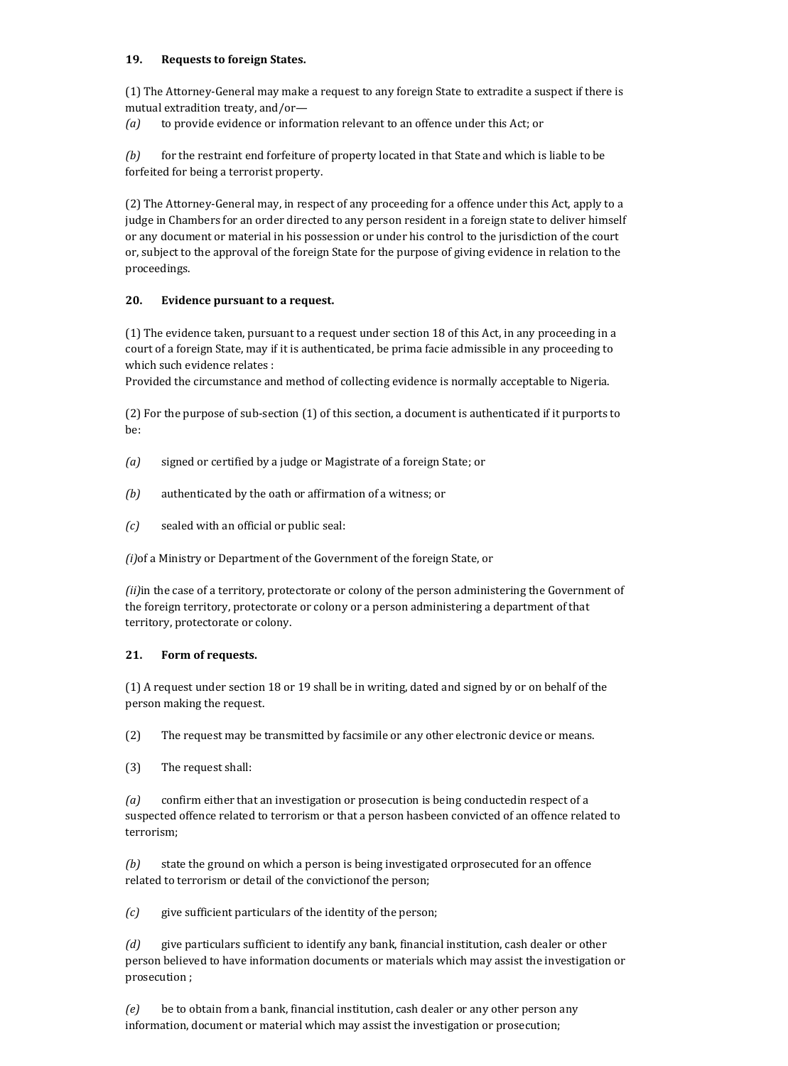### 19. Requests to foreign States.

(1) The Attorney-General may make a request to any foreign State to extradite a suspect if there is mutual extradition treaty, and/or—

*(a)* to provide evidence or information relevant to an offence under this Act; or

*(b)* for the restraint end forfeiture of property located in that State and which is liable to be forfeited for being a terrorist property.

(2) The Attorney-General may, in respect of any proceeding for a offence under this Act, apply to a judge in Chambers for an order directed to any person resident in a foreign state to deliver himself or any document or material in his possession or under his control to the jurisdiction of the court or, subject to the approval of the foreign State for the purpose of giving evidence in relation to the proceedings.

### 20. Evidence pursuant to a request.

(1) The evidence taken, pursuant to a request under section 18 of this Act, in any proceeding in a court of a foreign State, may if it is authenticated, be prima facie admissible in any proceeding to which such evidence relates :
Provided the circumstance and method of collecting evidence is normally acceptable to Nigeria.

(2) For the purpose of sub-section (1) of this section, a document is authenticated if it purports to be:

*(a)* signed or certified by a judge or Magistrate of a foreign State; or

*(b)* authenticated by the oath or affirmation of a witness; or

*(c)* sealed with an official or public seal:

*(i)*of a Ministry or Department of the Government of the foreign State, or

*(ii)*in the case of a territory, protectorate or colony of the person administering the Government of the foreign territory, protectorate or colony or a person administering a department of that territory, protectorate or colony.

### 21. Form of requests.

(1) A request under section 18 or 19 shall be in writing, dated and signed by or on behalf of the person making the request.

(2) The request may be transmitted by facsimile or any other electronic device or means.

(3) The request shall:

*(a)* confirm either that an investigation or prosecution is being conductedin respect of a suspected offence related to terrorism or that a person hasbeen convicted of an offence related to terrorism;

*(b)* state the ground on which a person is being investigated orprosecuted for an offence related to terrorism or detail of the convictionof the person;

*(c)* give sufficient particulars of the identity of the person;

*(d)* give particulars sufficient to identify any bank, financial institution, cash dealer or other person believed to have information documents or materials which may assist the investigation or prosecution ;

*(e)* be to obtain from a bank, financial institution, cash dealer or any other person any information, document or material which may assist the investigation or prosecution;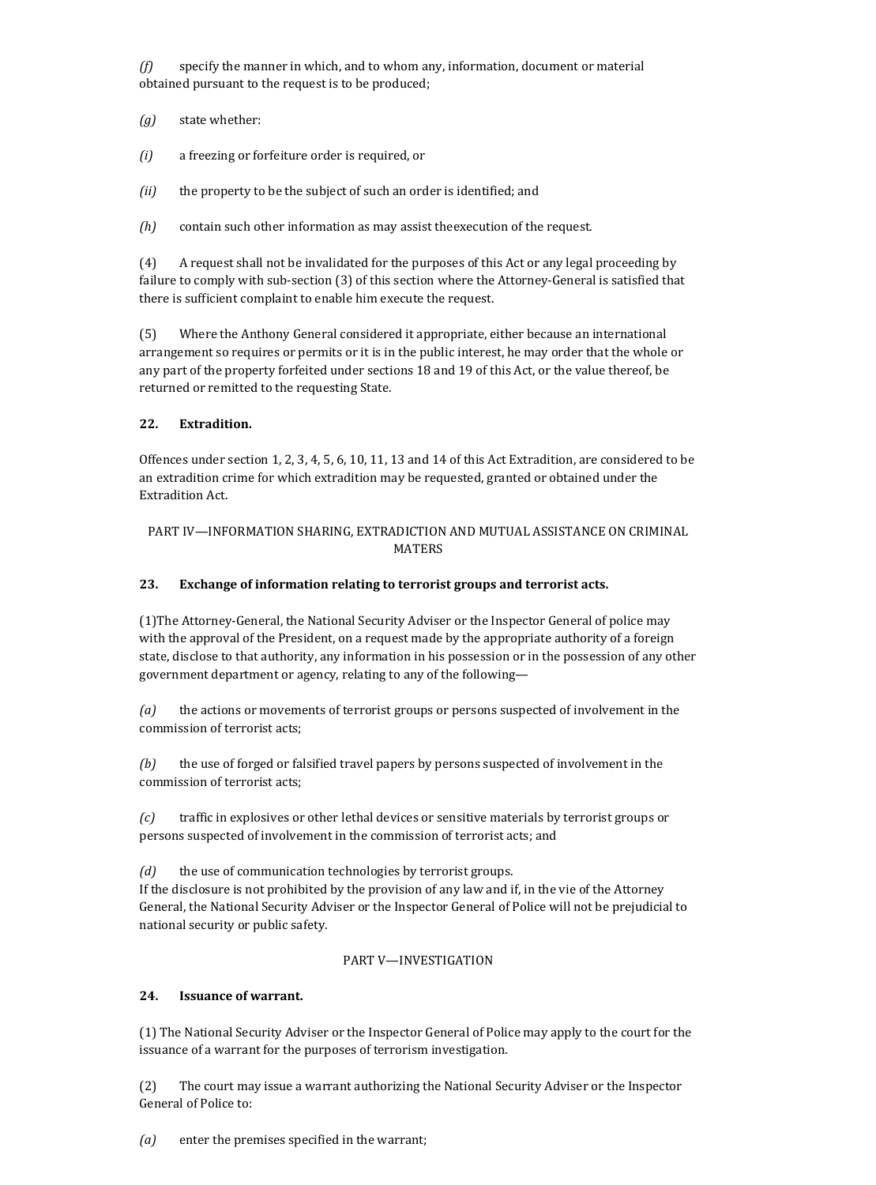*(f)* specify the manner in which, and to whom any, information, document or material obtained pursuant to the request is to be produced;

*(g)* state whether:

*(i)* a freezing or forfeiture order is required, or

*(ii)* the property to be the subject of such an order is identified; and

*(h)* contain such other information as may assist theexecution of the request.

(4) A request shall not be invalidated for the purposes of this Act or any legal proceeding by failure to comply with sub-section (3) of this section where the Attorney-General is satisfied that there is sufficient complaint to enable him execute the request.

(5) Where the Anthony General considered it appropriate, either because an international arrangement so requires or permits or it is in the public interest, he may order that the whole or any part of the property forfeited under sections 18 and 19 of this Act, or the value thereof, be returned or remitted to the requesting State.

**22. Extradition.**

Offences under section 1, 2, 3, 4, 5, 6, 10, 11, 13 and 14 of this Act Extradition, are considered to be an extradition crime for which extradition may be requested, granted or obtained under the Extradition Act.

PART IV—INFORMATION SHARING, EXTRADICTION AND MUTUAL ASSISTANCE ON CRIMINAL MATERS

**23. Exchange of information relating to terrorist groups and terrorist acts.**

(1)The Attorney-General, the National Security Adviser or the Inspector General of police may with the approval of the President, on a request made by the appropriate authority of a foreign state, disclose to that authority, any information in his possession or in the possession of any other government department or agency, relating to any of the following—

*(a)* the actions or movements of terrorist groups or persons suspected of involvement in the commission of terrorist acts;

*(b)* the use of forged or falsified travel papers by persons suspected of involvement in the commission of terrorist acts;

*(c)* traffic in explosives or other lethal devices or sensitive materials by terrorist groups or persons suspected of involvement in the commission of terrorist acts; and

*(d)* the use of communication technologies by terrorist groups.
If the disclosure is not prohibited by the provision of any law and if, in the vie of the Attorney General, the National Security Adviser or the Inspector General of Police will not be prejudicial to national security or public safety.

PART V—INVESTIGATION

**24. Issuance of warrant.**

(1) The National Security Adviser or the Inspector General of Police may apply to the court for the issuance of a warrant for the purposes of terrorism investigation.

(2) The court may issue a warrant authorizing the National Security Adviser or the Inspector General of Police to:

*(a)* enter the premises specified in the warrant;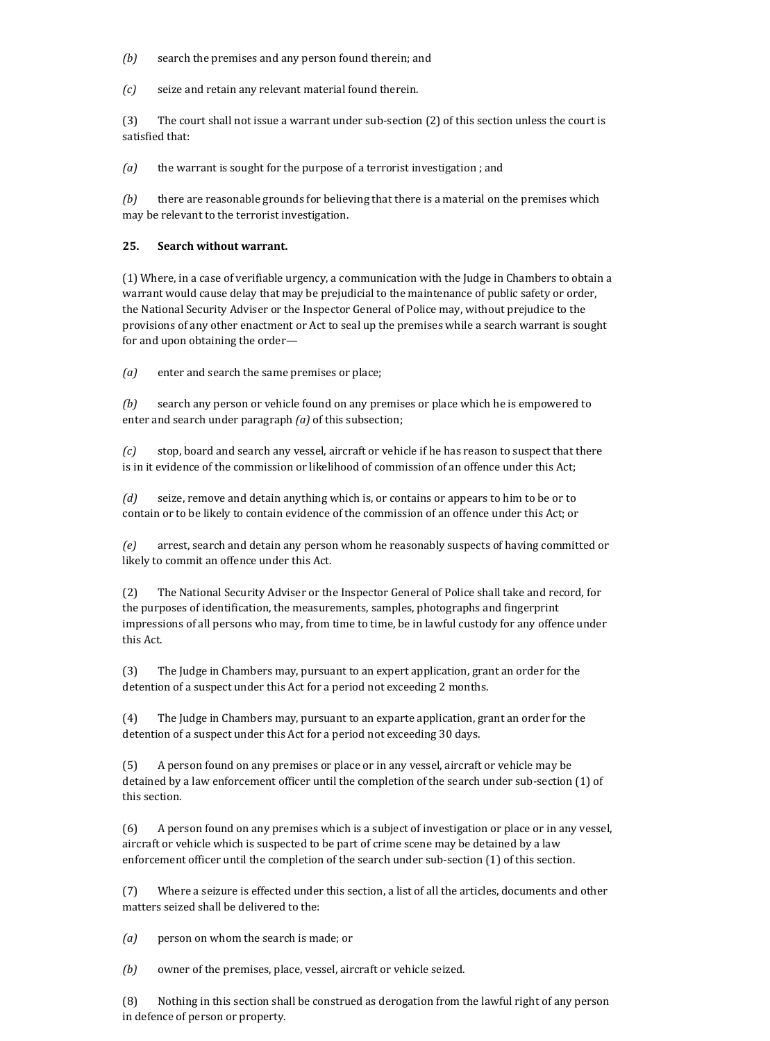*(b)* search the premises and any person found therein; and

*(c)* seize and retain any relevant material found therein.

(3) The court shall not issue a warrant under sub-section (2) of this section unless the court is satisfied that:

*(a)* the warrant is sought for the purpose of a terrorist investigation ; and

*(b)* there are reasonable grounds for believing that there is a material on the premises which may be relevant to the terrorist investigation.

**25. Search without warrant.**

(1) Where, in a case of verifiable urgency, a communication with the Judge in Chambers to obtain a warrant would cause delay that may be prejudicial to the maintenance of public safety or order, the National Security Adviser or the Inspector General of Police may, without prejudice to the provisions of any other enactment or Act to seal up the premises while a search warrant is sought for and upon obtaining the order—

*(a)* enter and search the same premises or place;

*(b)* search any person or vehicle found on any premises or place which he is empowered to enter and search under paragraph *(a)* of this subsection;

*(c)* stop, board and search any vessel, aircraft or vehicle if he has reason to suspect that there is in it evidence of the commission or likelihood of commission of an offence under this Act;

*(d)* seize, remove and detain anything which is, or contains or appears to him to be or to contain or to be likely to contain evidence of the commission of an offence under this Act; or

*(e)* arrest, search and detain any person whom he reasonably suspects of having committed or likely to commit an offence under this Act.

(2) The National Security Adviser or the Inspector General of Police shall take and record, for the purposes of identification, the measurements, samples, photographs and fingerprint impressions of all persons who may, from time to time, be in lawful custody for any offence under this Act.

(3) The Judge in Chambers may, pursuant to an expert application, grant an order for the detention of a suspect under this Act for a period not exceeding 2 months.

(4) The Judge in Chambers may, pursuant to an exparte application, grant an order for the detention of a suspect under this Act for a period not exceeding 30 days.

(5) A person found on any premises or place or in any vessel, aircraft or vehicle may be detained by a law enforcement officer until the completion of the search under sub-section (1) of this section.

(6) A person found on any premises which is a subject of investigation or place or in any vessel, aircraft or vehicle which is suspected to be part of crime scene may be detained by a law enforcement officer until the completion of the search under sub-section (1) of this section.

(7) Where a seizure is effected under this section, a list of all the articles, documents and other matters seized shall be delivered to the:

*(a)* person on whom the search is made; or

*(b)* owner of the premises, place, vessel, aircraft or vehicle seized.

(8) Nothing in this section shall be construed as derogation from the lawful right of any person in defence of person or property.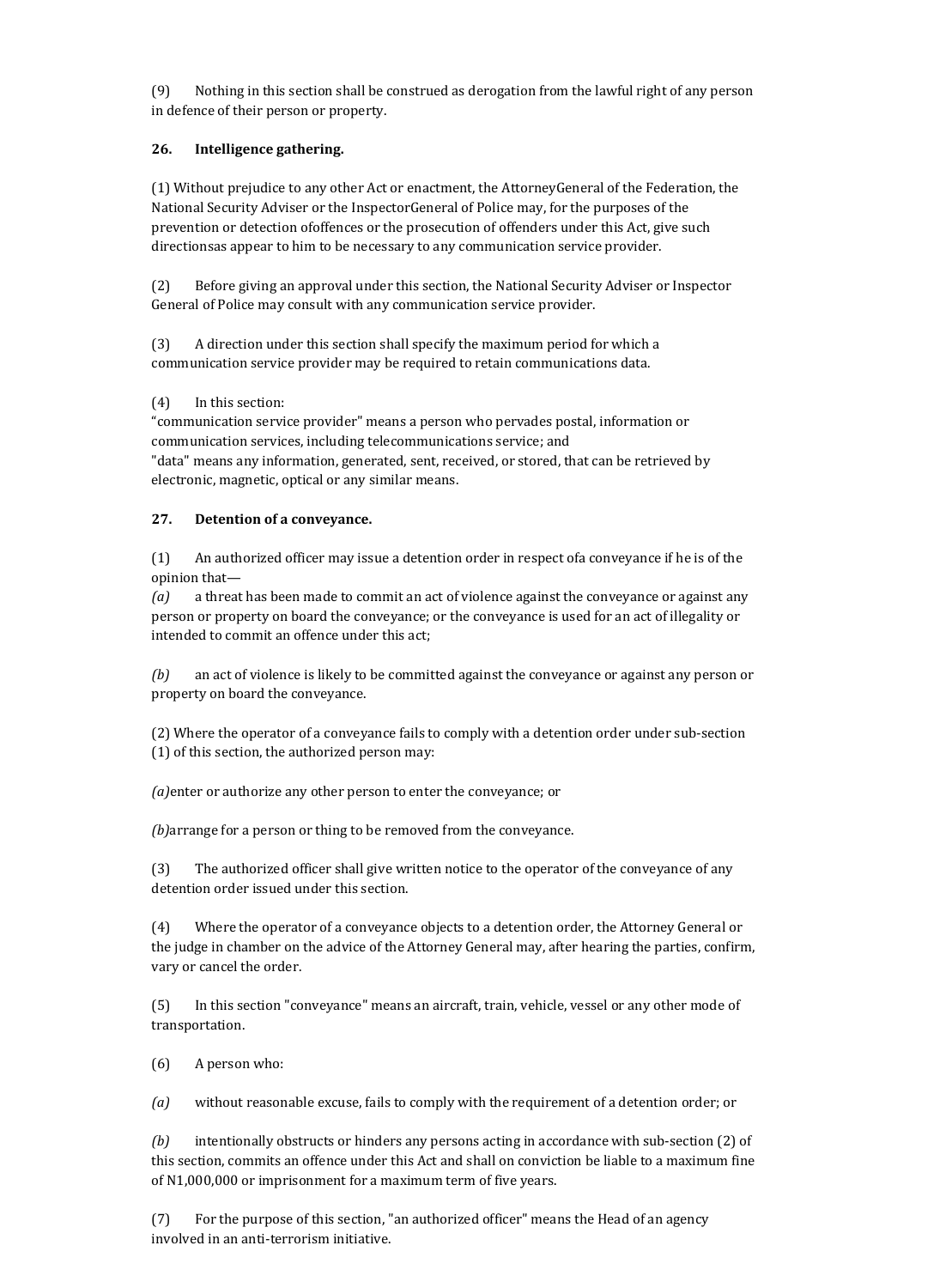(9) Nothing in this section shall be construed as derogation from the lawful right of any person in defence of their person or property.

**26. Intelligence gathering.**

(1) Without prejudice to any other Act or enactment, the AttorneyGeneral of the Federation, the National Security Adviser or the InspectorGeneral of Police may, for the purposes of the prevention or detection ofoffences or the prosecution of offenders under this Act, give such directionsas appear to him to be necessary to any communication service provider.

(2) Before giving an approval under this section, the National Security Adviser or Inspector General of Police may consult with any communication service provider.

(3) A direction under this section shall specify the maximum period for which a communication service provider may be required to retain communications data.

(4) In this section:
"communication service provider" means a person who pervades postal, information or communication services, including telecommunications service; and
"data" means any information, generated, sent, received, or stored, that can be retrieved by electronic, magnetic, optical or any similar means.

**27. Detention of a conveyance.**

(1) An authorized officer may issue a detention order in respect ofa conveyance if he is of the opinion that—
*(a)* a threat has been made to commit an act of violence against the conveyance or against any person or property on board the conveyance; or the conveyance is used for an act of illegality or intended to commit an offence under this act;

*(b)* an act of violence is likely to be committed against the conveyance or against any person or property on board the conveyance.

(2) Where the operator of a conveyance fails to comply with a detention order under sub-section (1) of this section, the authorized person may:

*(a)*enter or authorize any other person to enter the conveyance; or

*(b)*arrange for a person or thing to be removed from the conveyance.

(3) The authorized officer shall give written notice to the operator of the conveyance of any detention order issued under this section.

(4) Where the operator of a conveyance objects to a detention order, the Attorney General or the judge in chamber on the advice of the Attorney General may, after hearing the parties, confirm, vary or cancel the order.

(5) In this section "conveyance" means an aircraft, train, vehicle, vessel or any other mode of transportation.

(6) A person who:

*(a)* without reasonable excuse, fails to comply with the requirement of a detention order; or

*(b)* intentionally obstructs or hinders any persons acting in accordance with sub-section (2) of this section, commits an offence under this Act and shall on conviction be liable to a maximum fine of N1,000,000 or imprisonment for a maximum term of five years.

(7) For the purpose of this section, "an authorized officer" means the Head of an agency involved in an anti-terrorism initiative.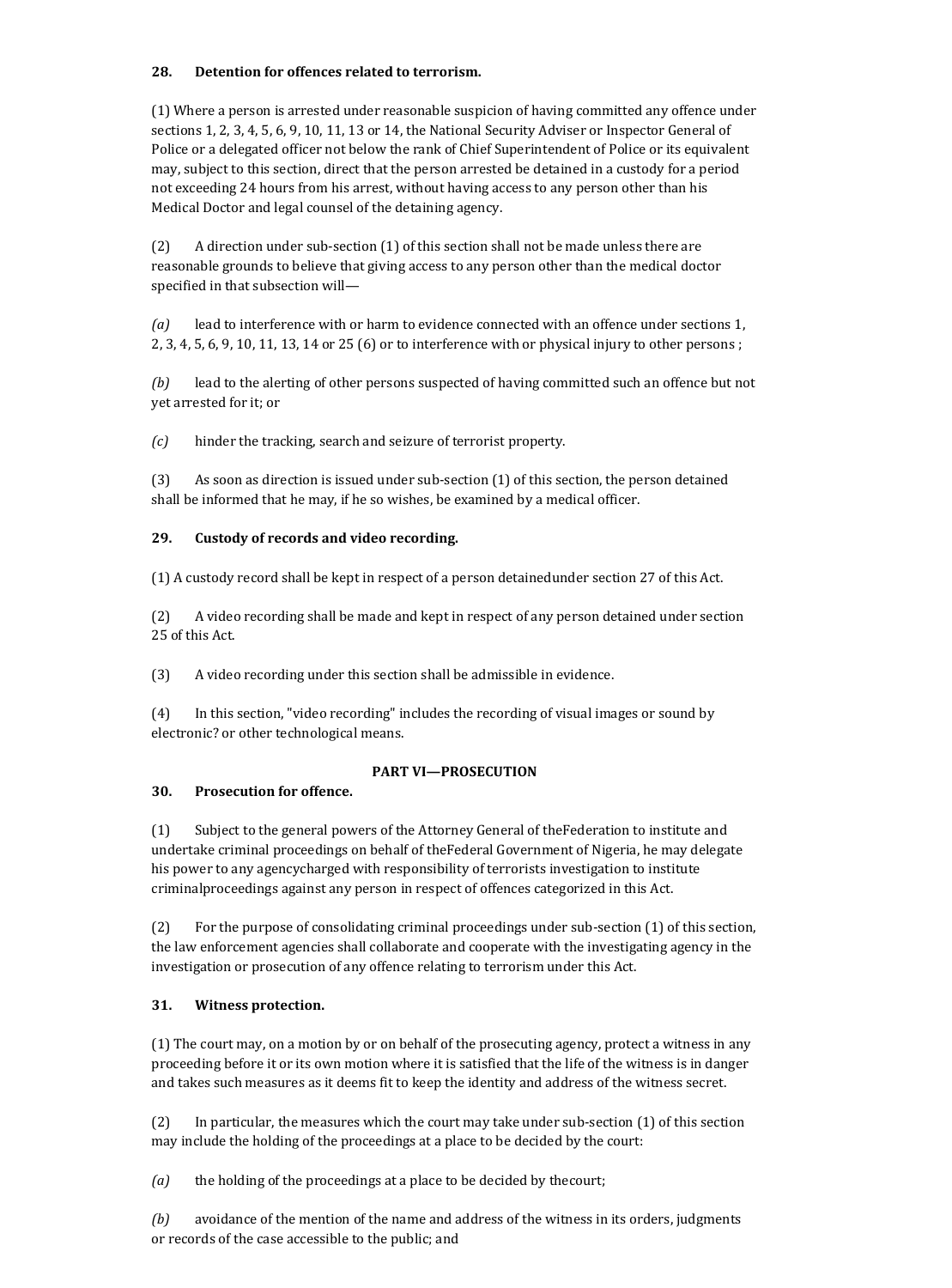**28. Detention for offences related to terrorism.**

(1) Where a person is arrested under reasonable suspicion of having committed any offence under sections 1, 2, 3, 4, 5, 6, 9, 10, 11, 13 or 14, the National Security Adviser or Inspector General of Police or a delegated officer not below the rank of Chief Superintendent of Police or its equivalent may, subject to this section, direct that the person arrested be detained in a custody for a period not exceeding 24 hours from his arrest, without having access to any person other than his Medical Doctor and legal counsel of the detaining agency.

(2) A direction under sub-section (1) of this section shall not be made unless there are reasonable grounds to believe that giving access to any person other than the medical doctor specified in that subsection will—

*(a)* lead to interference with or harm to evidence connected with an offence under sections 1, 2, 3, 4, 5, 6, 9, 10, 11, 13, 14 or 25 (6) or to interference with or physical injury to other persons ;

*(b)* lead to the alerting of other persons suspected of having committed such an offence but not yet arrested for it; or

*(c)* hinder the tracking, search and seizure of terrorist property.

(3) As soon as direction is issued under sub-section (1) of this section, the person detained shall be informed that he may, if he so wishes, be examined by a medical officer.

**29. Custody of records and video recording.**

(1) A custody record shall be kept in respect of a person detainedunder section 27 of this Act.

(2) A video recording shall be made and kept in respect of any person detained under section 25 of this Act.

(3) A video recording under this section shall be admissible in evidence.

(4) In this section, "video recording" includes the recording of visual images or sound by electronic? or other technological means.

## PART VI—PROSECUTION

**30. Prosecution for offence.**

(1) Subject to the general powers of the Attorney General of theFederation to institute and undertake criminal proceedings on behalf of theFederal Government of Nigeria, he may delegate his power to any agencycharged with responsibility of terrorists investigation to institute criminalproceedings against any person in respect of offences categorized in this Act.

(2) For the purpose of consolidating criminal proceedings under sub-section (1) of this section, the law enforcement agencies shall collaborate and cooperate with the investigating agency in the investigation or prosecution of any offence relating to terrorism under this Act.

**31. Witness protection.**

(1) The court may, on a motion by or on behalf of the prosecuting agency, protect a witness in any proceeding before it or its own motion where it is satisfied that the life of the witness is in danger and takes such measures as it deems fit to keep the identity and address of the witness secret.

(2) In particular, the measures which the court may take under sub-section (1) of this section may include the holding of the proceedings at a place to be decided by the court:

*(a)* the holding of the proceedings at a place to be decided by thecourt;

*(b)* avoidance of the mention of the name and address of the witness in its orders, judgments or records of the case accessible to the public; and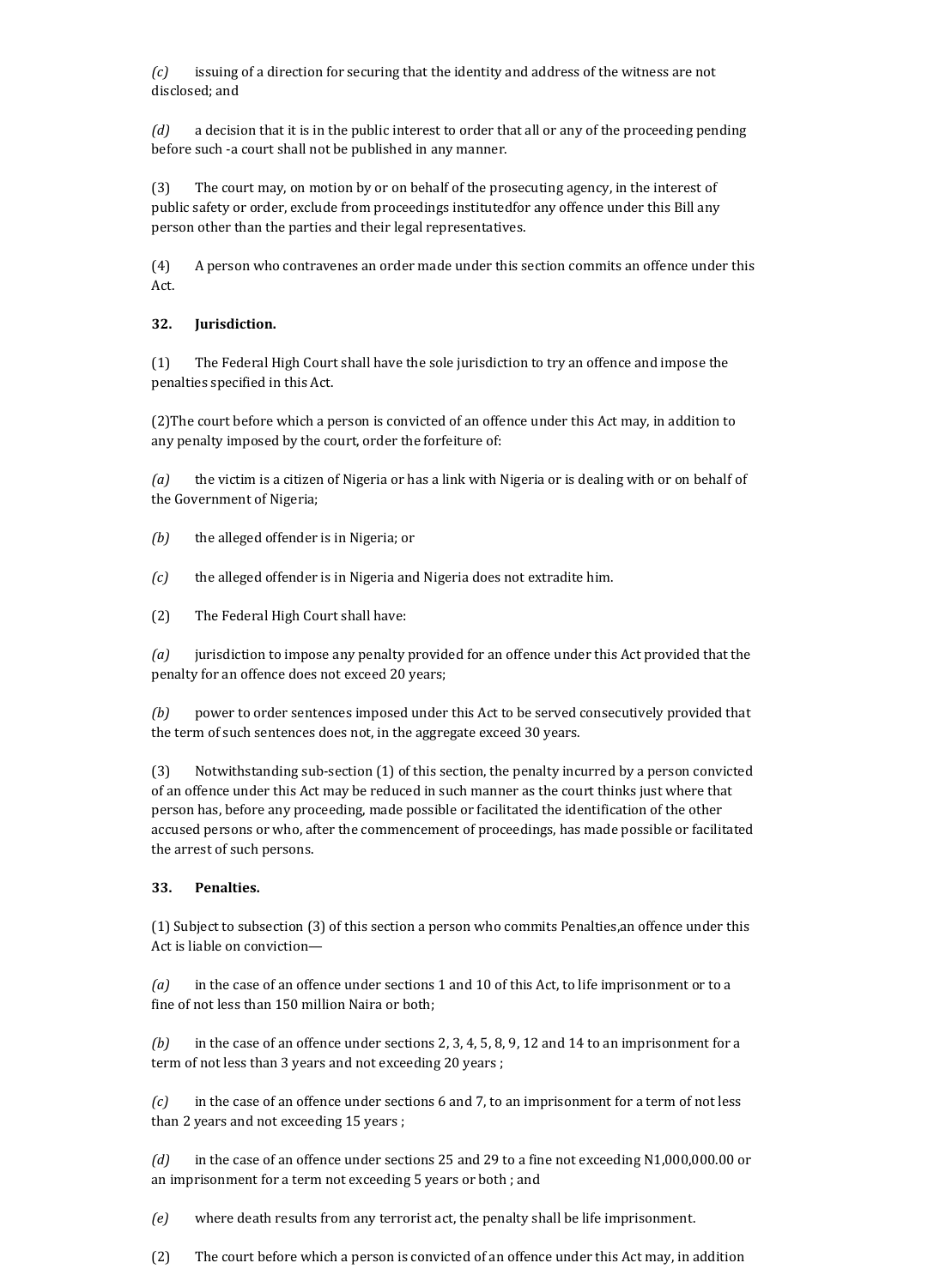*(c)* issuing of a direction for securing that the identity and address of the witness are not disclosed; and

*(d)* a decision that it is in the public interest to order that all or any of the proceeding pending before such -a court shall not be published in any manner.

(3) The court may, on motion by or on behalf of the prosecuting agency, in the interest of public safety or order, exclude from proceedings institutedfor any offence under this Bill any person other than the parties and their legal representatives.

(4) A person who contravenes an order made under this section commits an offence under this Act.

**32. Jurisdiction.**

(1) The Federal High Court shall have the sole jurisdiction to try an offence and impose the penalties specified in this Act.

(2)The court before which a person is convicted of an offence under this Act may, in addition to any penalty imposed by the court, order the forfeiture of:

*(a)* the victim is a citizen of Nigeria or has a link with Nigeria or is dealing with or on behalf of the Government of Nigeria;

*(b)* the alleged offender is in Nigeria; or

*(c)* the alleged offender is in Nigeria and Nigeria does not extradite him.

(2) The Federal High Court shall have:

*(a)* jurisdiction to impose any penalty provided for an offence under this Act provided that the penalty for an offence does not exceed 20 years;

*(b)* power to order sentences imposed under this Act to be served consecutively provided that the term of such sentences does not, in the aggregate exceed 30 years.

(3) Notwithstanding sub-section (1) of this section, the penalty incurred by a person convicted of an offence under this Act may be reduced in such manner as the court thinks just where that person has, before any proceeding, made possible or facilitated the identification of the other accused persons or who, after the commencement of proceedings, has made possible or facilitated the arrest of such persons.

**33. Penalties.**

(1) Subject to subsection (3) of this section a person who commits Penalties,an offence under this Act is liable on conviction—

*(a)* in the case of an offence under sections 1 and 10 of this Act, to life imprisonment or to a fine of not less than 150 million Naira or both;

*(b)* in the case of an offence under sections 2, 3, 4, 5, 8, 9, 12 and 14 to an imprisonment for a term of not less than 3 years and not exceeding 20 years ;

*(c)* in the case of an offence under sections 6 and 7, to an imprisonment for a term of not less than 2 years and not exceeding 15 years ;

*(d)* in the case of an offence under sections 25 and 29 to a fine not exceeding N1,000,000.00 or an imprisonment for a term not exceeding 5 years or both ; and

*(e)* where death results from any terrorist act, the penalty shall be life imprisonment.

(2) The court before which a person is convicted of an offence under this Act may, in addition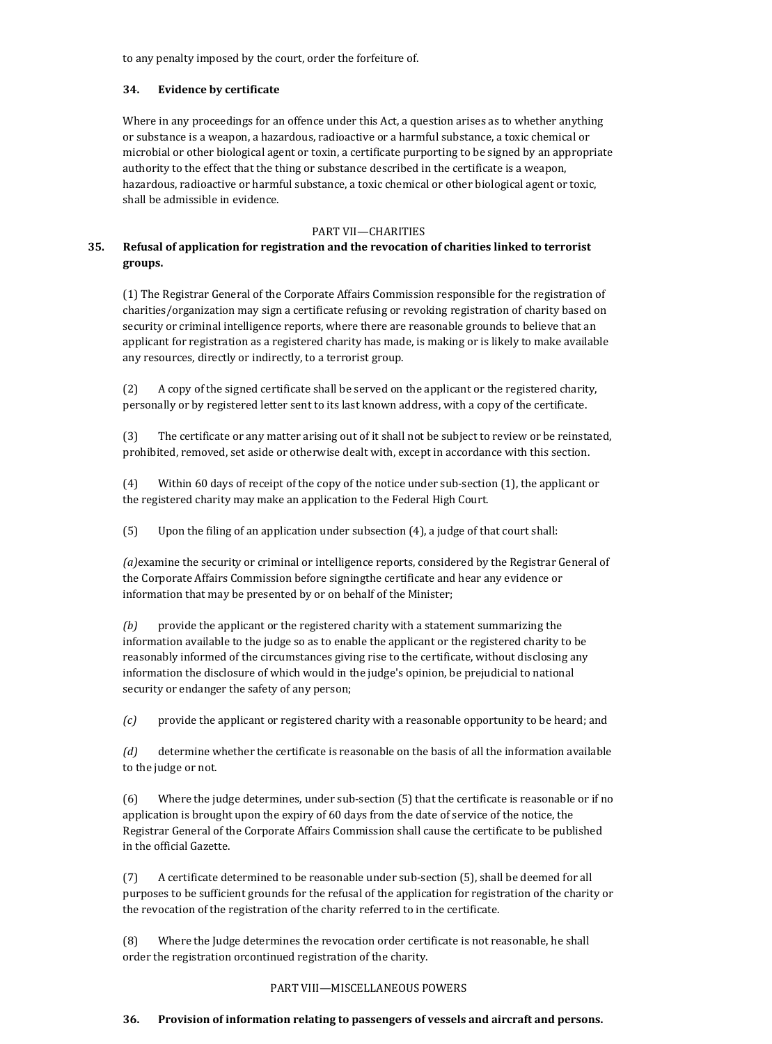to any penalty imposed by the court, order the forfeiture of.

### 34. Evidence by certificate

Where in any proceedings for an offence under this Act, a question arises as to whether anything or substance is a weapon, a hazardous, radioactive or a harmful substance, a toxic chemical or microbial or other biological agent or toxin, a certificate purporting to be signed by an appropriate authority to the effect that the thing or substance described in the certificate is a weapon, hazardous, radioactive or harmful substance, a toxic chemical or other biological agent or toxic, shall be admissible in evidence.

## PART VII—CHARITIES

### 35. Refusal of application for registration and the revocation of charities linked to terrorist groups.

(1) The Registrar General of the Corporate Affairs Commission responsible for the registration of charities/organization may sign a certificate refusing or revoking registration of charity based on security or criminal intelligence reports, where there are reasonable grounds to believe that an applicant for registration as a registered charity has made, is making or is likely to make available any resources, directly or indirectly, to a terrorist group.

(2) A copy of the signed certificate shall be served on the applicant or the registered charity, personally or by registered letter sent to its last known address, with a copy of the certificate.

(3) The certificate or any matter arising out of it shall not be subject to review or be reinstated, prohibited, removed, set aside or otherwise dealt with, except in accordance with this section.

(4) Within 60 days of receipt of the copy of the notice under sub-section (1), the applicant or the registered charity may make an application to the Federal High Court.

(5) Upon the filing of an application under subsection (4), a judge of that court shall:

*(a)*examine the security or criminal or intelligence reports, considered by the Registrar General of the Corporate Affairs Commission before signingthe certificate and hear any evidence or information that may be presented by or on behalf of the Minister;

*(b)* provide the applicant or the registered charity with a statement summarizing the information available to the judge so as to enable the applicant or the registered charity to be reasonably informed of the circumstances giving rise to the certificate, without disclosing any information the disclosure of which would in the judge's opinion, be prejudicial to national security or endanger the safety of any person;

*(c)* provide the applicant or registered charity with a reasonable opportunity to be heard; and

*(d)* determine whether the certificate is reasonable on the basis of all the information available to the judge or not.

(6) Where the judge determines, under sub-section (5) that the certificate is reasonable or if no application is brought upon the expiry of 60 days from the date of service of the notice, the Registrar General of the Corporate Affairs Commission shall cause the certificate to be published in the official Gazette.

(7) A certificate determined to be reasonable under sub-section (5), shall be deemed for all purposes to be sufficient grounds for the refusal of the application for registration of the charity or the revocation of the registration of the charity referred to in the certificate.

(8) Where the Judge determines the revocation order certificate is not reasonable, he shall order the registration orcontinued registration of the charity.

## PART VIII—MISCELLANEOUS POWERS

### 36. Provision of information relating to passengers of vessels and aircraft and persons.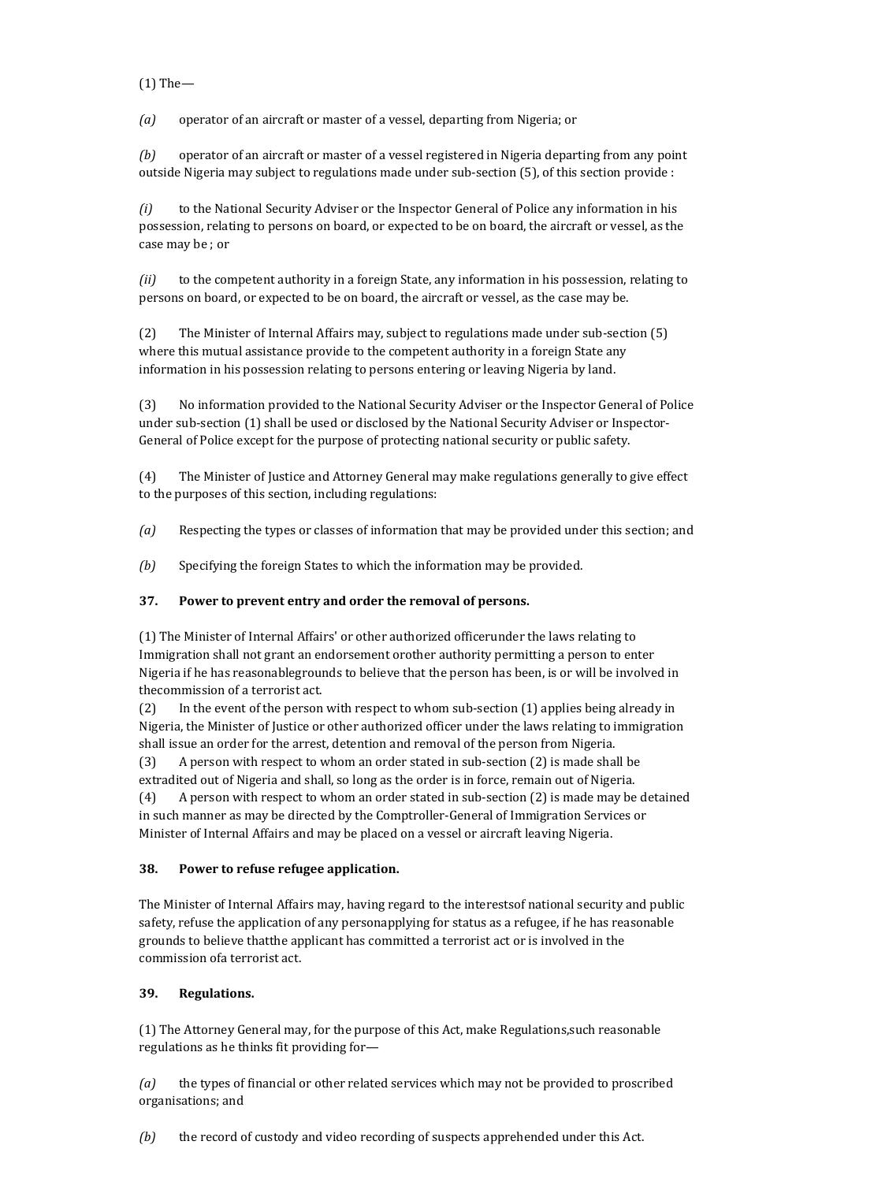(1) The—

*(a)* operator of an aircraft or master of a vessel, departing from Nigeria; or

*(b)* operator of an aircraft or master of a vessel registered in Nigeria departing from any point outside Nigeria may subject to regulations made under sub-section (5), of this section provide :

*(i)* to the National Security Adviser or the Inspector General of Police any information in his possession, relating to persons on board, or expected to be on board, the aircraft or vessel, as the case may be ; or

*(ii)* to the competent authority in a foreign State, any information in his possession, relating to persons on board, or expected to be on board, the aircraft or vessel, as the case may be.

(2) The Minister of Internal Affairs may, subject to regulations made under sub-section (5) where this mutual assistance provide to the competent authority in a foreign State any information in his possession relating to persons entering or leaving Nigeria by land.

(3) No information provided to the National Security Adviser or the Inspector General of Police under sub-section (1) shall be used or disclosed by the National Security Adviser or Inspector-General of Police except for the purpose of protecting national security or public safety.

(4) The Minister of Justice and Attorney General may make regulations generally to give effect to the purposes of this section, including regulations:

*(a)* Respecting the types or classes of information that may be provided under this section; and

*(b)* Specifying the foreign States to which the information may be provided.

**37. Power to prevent entry and order the removal of persons.**

(1) The Minister of Internal Affairs' or other authorized officerunder the laws relating to Immigration shall not grant an endorsement orother authority permitting a person to enter Nigeria if he has reasonablegrounds to believe that the person has been, is or will be involved in thecommission of a terrorist act.
(2) In the event of the person with respect to whom sub-section (1) applies being already in Nigeria, the Minister of Justice or other authorized officer under the laws relating to immigration shall issue an order for the arrest, detention and removal of the person from Nigeria.
(3) A person with respect to whom an order stated in sub-section (2) is made shall be extradited out of Nigeria and shall, so long as the order is in force, remain out of Nigeria.
(4) A person with respect to whom an order stated in sub-section (2) is made may be detained in such manner as may be directed by the Comptroller-General of Immigration Services or Minister of Internal Affairs and may be placed on a vessel or aircraft leaving Nigeria.

**38. Power to refuse refugee application.**

The Minister of Internal Affairs may, having regard to the interestsof national security and public safety, refuse the application of any personapplying for status as a refugee, if he has reasonable grounds to believe thatthe applicant has committed a terrorist act or is involved in the commission ofa terrorist act.

**39. Regulations.**

(1) The Attorney General may, for the purpose of this Act, make Regulations,such reasonable regulations as he thinks fit providing for—

*(a)* the types of financial or other related services which may not be provided to proscribed organisations; and

*(b)* the record of custody and video recording of suspects apprehended under this Act.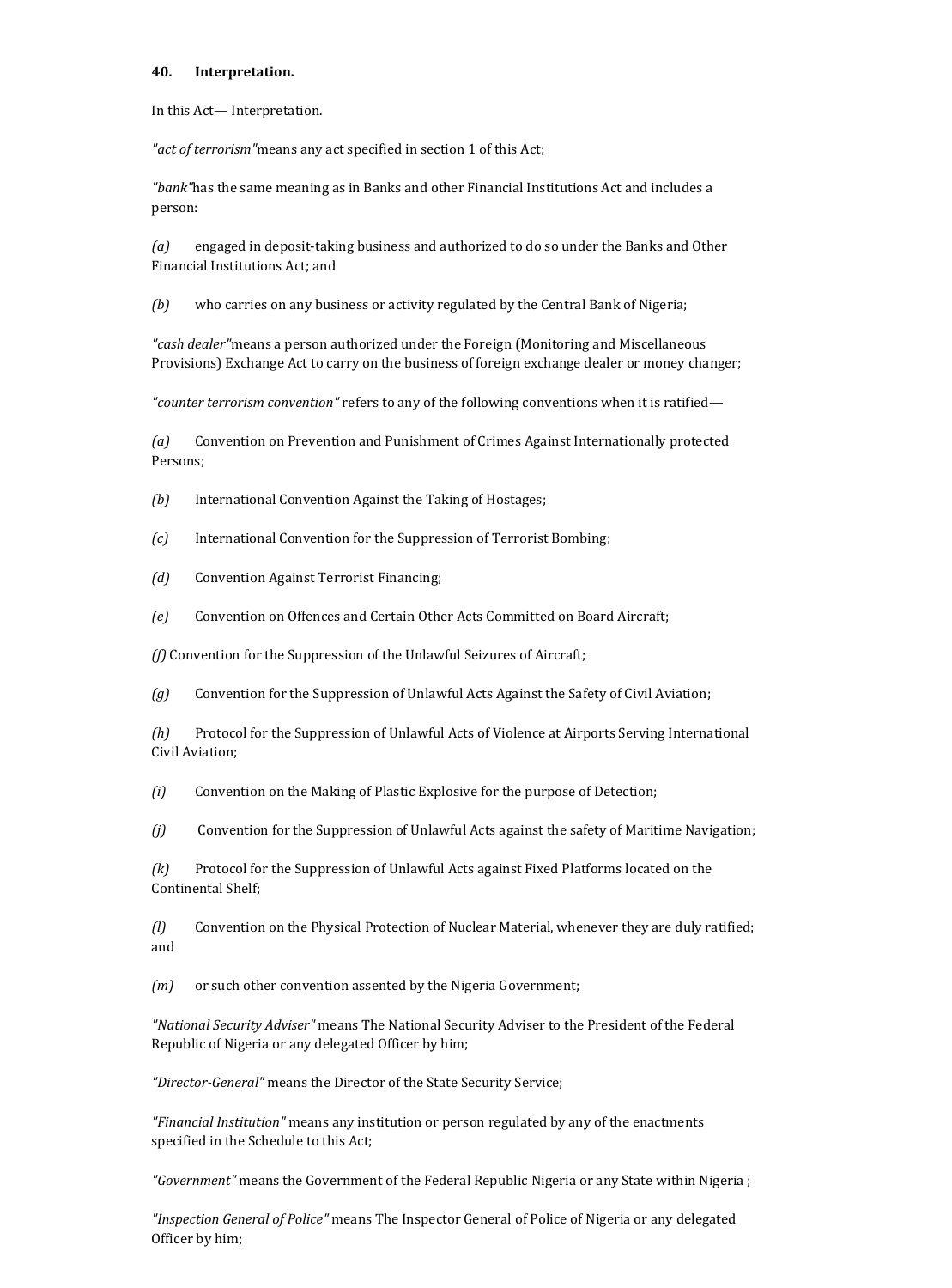### 40. Interpretation.

In this Act— Interpretation.

*"act of terrorism"* means any act specified in section 1 of this Act;

*"bank"* has the same meaning as in Banks and other Financial Institutions Act and includes a person:

*(a)* engaged in deposit-taking business and authorized to do so under the Banks and Other Financial Institutions Act; and

*(b)* who carries on any business or activity regulated by the Central Bank of Nigeria;

*"cash dealer"* means a person authorized under the Foreign (Monitoring and Miscellaneous Provisions) Exchange Act to carry on the business of foreign exchange dealer or money changer;

*"counter terrorism convention"* refers to any of the following conventions when it is ratified—

*(a)* Convention on Prevention and Punishment of Crimes Against Internationally protected Persons;

*(b)* International Convention Against the Taking of Hostages;

*(c)* International Convention for the Suppression of Terrorist Bombing;

*(d)* Convention Against Terrorist Financing;

*(e)* Convention on Offences and Certain Other Acts Committed on Board Aircraft;

*(f)* Convention for the Suppression of the Unlawful Seizures of Aircraft;

*(g)* Convention for the Suppression of Unlawful Acts Against the Safety of Civil Aviation;

*(h)* Protocol for the Suppression of Unlawful Acts of Violence at Airports Serving International Civil Aviation;

*(i)* Convention on the Making of Plastic Explosive for the purpose of Detection;

*(j)* Convention for the Suppression of Unlawful Acts against the safety of Maritime Navigation;

*(k)* Protocol for the Suppression of Unlawful Acts against Fixed Platforms located on the Continental Shelf;

*(l)* Convention on the Physical Protection of Nuclear Material, whenever they are duly ratified; and

*(m)* or such other convention assented by the Nigeria Government;

*"National Security Adviser"* means The National Security Adviser to the President of the Federal Republic of Nigeria or any delegated Officer by him;

*"Director-General"* means the Director of the State Security Service;

*"Financial Institution"* means any institution or person regulated by any of the enactments specified in the Schedule to this Act;

*"Government"* means the Government of the Federal Republic Nigeria or any State within Nigeria ;

*"Inspection General of Police"* means The Inspector General of Police of Nigeria or any delegated Officer by him;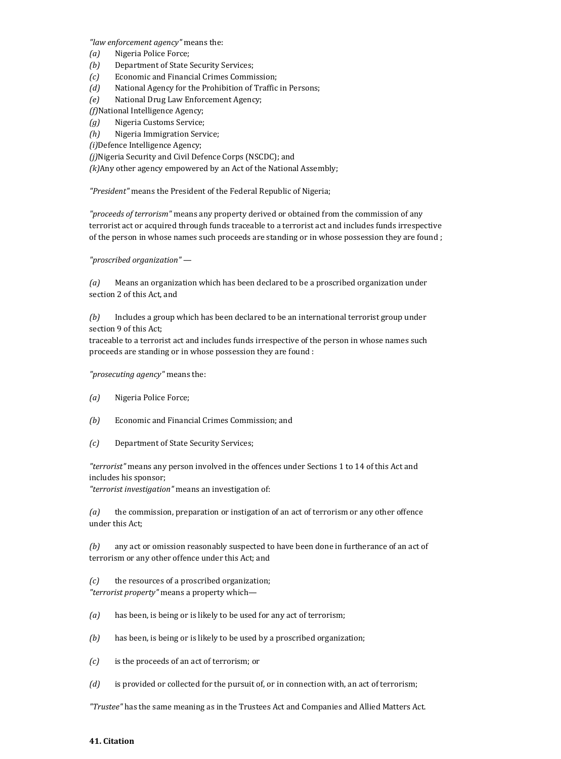*"law enforcement agency"* means the:

*(a)* Nigeria Police Force;
*(b)* Department of State Security Services;
*(c)* Economic and Financial Crimes Commission;
*(d)* National Agency for the Prohibition of Traffic in Persons;
*(e)* National Drug Law Enforcement Agency;
*(f)*National Intelligence Agency;
*(g)* Nigeria Customs Service;
*(h)* Nigeria Immigration Service;
*(i)*Defence Intelligence Agency;
*(j)*Nigeria Security and Civil Defence Corps (NSCDC); and
*(k)*Any other agency empowered by an Act of the National Assembly;

*"President"* means the President of the Federal Republic of Nigeria;

*"proceeds of terrorism"* means any property derived or obtained from the commission of any terrorist act or acquired through funds traceable to a terrorist act and includes funds irrespective of the person in whose names such proceeds are standing or in whose possession they are found ;

*"proscribed organization"* —

*(a)* Means an organization which has been declared to be a proscribed organization under section 2 of this Act, and

*(b)* Includes a group which has been declared to be an international terrorist group under section 9 of this Act;
traceable to a terrorist act and includes funds irrespective of the person in whose names such proceeds are standing or in whose possession they are found :

*"prosecuting agency"* means the:

*(a)* Nigeria Police Force;

*(b)* Economic and Financial Crimes Commission; and

*(c)* Department of State Security Services;

*"terrorist"* means any person involved in the offences under Sections 1 to 14 of this Act and includes his sponsor;
*"terrorist investigation"* means an investigation of:

*(a)* the commission, preparation or instigation of an act of terrorism or any other offence under this Act;

*(b)* any act or omission reasonably suspected to have been done in furtherance of an act of terrorism or any other offence under this Act; and

*(c)* the resources of a proscribed organization;
*"terrorist property"* means a property which—

*(a)* has been, is being or is likely to be used for any act of terrorism;

*(b)* has been, is being or is likely to be used by a proscribed organization;

*(c)* is the proceeds of an act of terrorism; or

*(d)* is provided or collected for the pursuit of, or in connection with, an act of terrorism;

*"Trustee"* has the same meaning as in the Trustees Act and Companies and Allied Matters Act.

**41. Citation**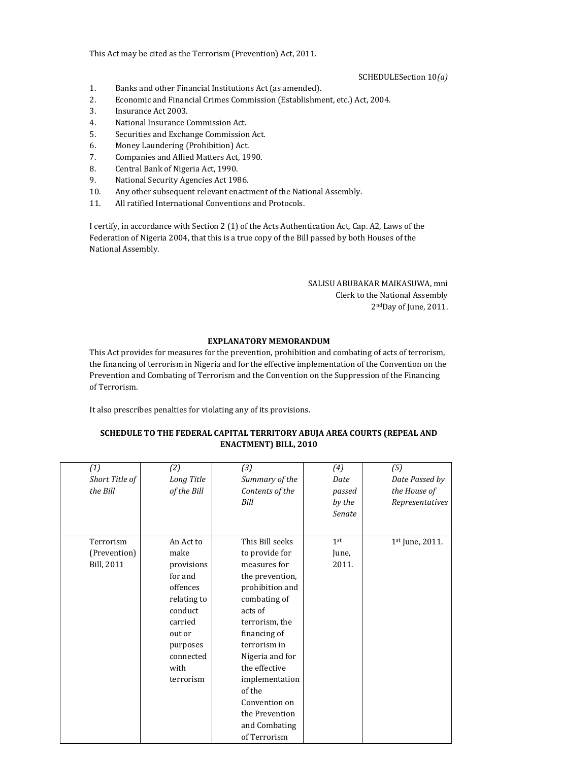This Act may be cited as the Terrorism (Prevention) Act, 2011.

SCHEDULESection 10*(a)*

1. Banks and other Financial Institutions Act (as amended).
2. Economic and Financial Crimes Commission (Establishment, etc.) Act, 2004.
3. Insurance Act 2003.
4. National Insurance Commission Act.
5. Securities and Exchange Commission Act.
6. Money Laundering (Prohibition) Act.
7. Companies and Allied Matters Act, 1990.
8. Central Bank of Nigeria Act, 1990.
9. National Security Agencies Act 1986.
10. Any other subsequent relevant enactment of the National Assembly.
11. All ratified International Conventions and Protocols.

I certify, in accordance with Section 2 (1) of the Acts Authentication Act, Cap. A2, Laws of the Federation of Nigeria 2004, that this is a true copy of the Bill passed by both Houses of the National Assembly.

SALISU ABUBAKAR MAIKASUWA, mni
Clerk to the National Assembly
2nd Day of June, 2011.

**EXPLANATORY MEMORANDUM**

This Act provides for measures for the prevention, prohibition and combating of acts of terrorism, the financing of terrorism in Nigeria and for the effective implementation of the Convention on the Prevention and Combating of Terrorism and the Convention on the Suppression of the Financing of Terrorism.

It also prescribes penalties for violating any of its provisions.

**SCHEDULE TO THE FEDERAL CAPITAL TERRITORY ABUJA AREA COURTS (REPEAL AND ENACTMENT) BILL, 2010**

| *(1) Short Title of the Bill* | *(2) Long Title of the Bill* | *(3) Summary of the Contents of the Bill* | *(4) Date passed by the Senate* | *(5) Date Passed by the House of Representatives* |
|---|---|---|---|---|
| Terrorism (Prevention) Bill, 2011 | An Act to make provisions for and offences relating to conduct carried out or purposes connected with terrorism | This Bill seeks to provide for measures for the prevention, prohibition and combating of acts of terrorism, the financing of terrorism in Nigeria and for the effective implementation of the Convention on the Prevention and Combating of Terrorism | 1st June, 2011. | 1st June, 2011. |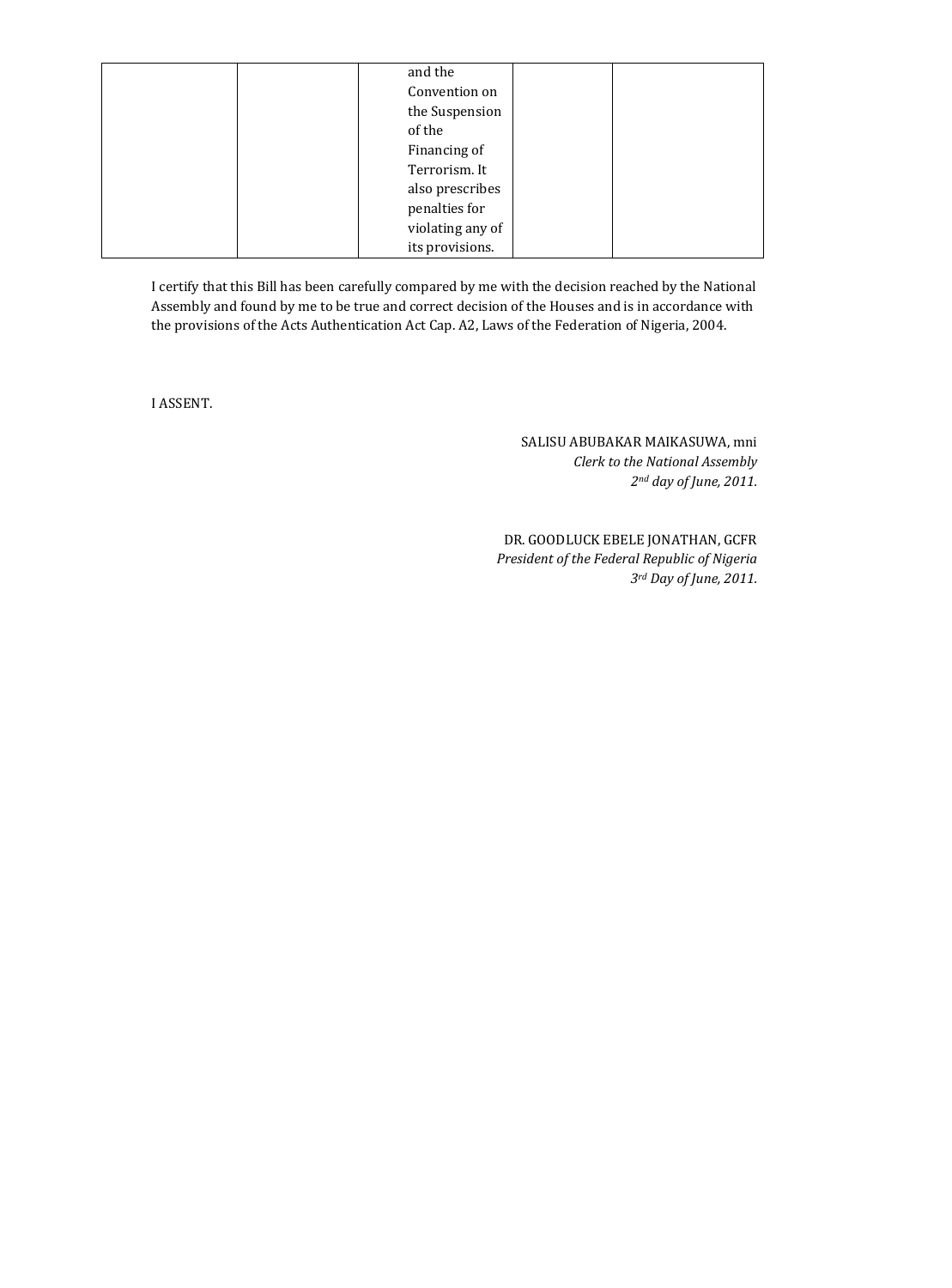| | | | | |
|---|---|---|---|---|
| | | and the Convention on the Suspension of the Financing of Terrorism. It also prescribes penalties for violating any of its provisions. | | |

I certify that this Bill has been carefully compared by me with the decision reached by the National Assembly and found by me to be true and correct decision of the Houses and is in accordance with the provisions of the Acts Authentication Act Cap. A2, Laws of the Federation of Nigeria, 2004.

I ASSENT.

SALISU ABUBAKAR MAIKASUWA, mni
*Clerk to the National Assembly*
*2nd day of June, 2011.*

DR. GOODLUCK EBELE JONATHAN, GCFR
*President of the Federal Republic of Nigeria*
*3rd Day of June, 2011.*